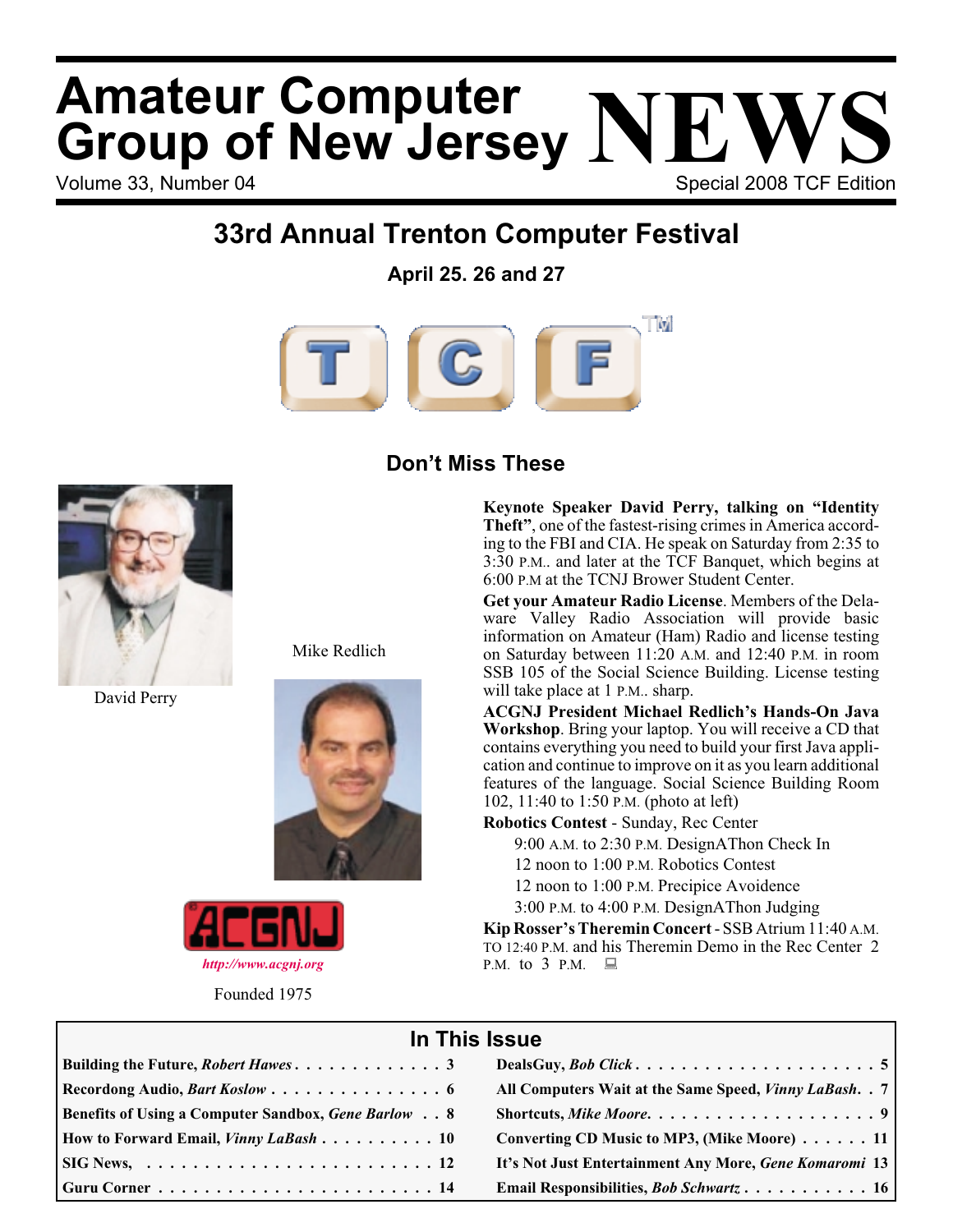# Amateur Computer Group of New Jersey NEWS

Volume 33, Number 04 — Special 2008 TCF Edition

## 33rd Annual Trenton Computer Festival

**April 25. 26 and 27**

TCF™

### Don't Miss These

David Perry

Mike Redlich

http://www.acgnj.org

Founded 1975

**Keynote Speaker David Perry, talking on "Identity Theft"**, one of the fastest-rising crimes in America according to the FBI and CIA. He speak on Saturday from 2:35 to 3:30 P.M.. and later at the TCF Banquet, which begins at 6:00 P.M at the TCNJ Brower Student Center.

**Get your Amateur Radio License**. Members of the Delaware Valley Radio Association will provide basic information on Amateur (Ham) Radio and license testing on Saturday between 11:20 A.M. and 12:40 P.M. in room SSB 105 of the Social Science Building. License testing will take place at 1 P.M.. sharp.

**ACGNJ President Michael Redlich's Hands-On Java Workshop**. Bring your laptop. You will receive a CD that contains everything you need to build your first Java application and continue to improve on it as you learn additional features of the language. Social Science Building Room 102, 11:40 to 1:50 P.M. (photo at left)

**Robotics Contest** - Sunday, Rec Center

- 9:00 A.M. to 2:30 P.M. DesignAThon Check In
- 12 noon to 1:00 P.M. Robotics Contest
- 12 noon to 1:00 P.M. Precipice Avoidence
- 3:00 P.M. to 4:00 P.M. DesignAThon Judging

**Kip Rosser's Theremin Concert** - SSB Atrium 11:40 A.M. TO 12:40 P.M. and his Theremin Demo in the Rec Center 2 P.M. to 3 P.M.

### In This Issue

| | |
|---|---|
| **Building the Future, *Robert Hawes*** . . . 3 | **DealsGuy, *Bob Click*** . . . 5 |
| **Recordong Audio, *Bart Koslow*** . . . 6 | **All Computers Wait at the Same Speed, *Vinny LaBash*** . . 7 |
| **Benefits of Using a Computer Sandbox, *Gene Barlow*** . . 8 | **Shortcuts, *Mike Moore*** . . . 9 |
| **How to Forward Email, *Vinny LaBash*** . . . 10 | **Converting CD Music to MP3, (Mike Moore)** . . . 11 |
| **SIG News,** . . . 12 | **It's Not Just Entertainment Any More, *Gene Komaromi*** 13 |
| **Guru Corner** . . . 14 | **Email Responsibilities, *Bob Schwartz*** . . . 16 |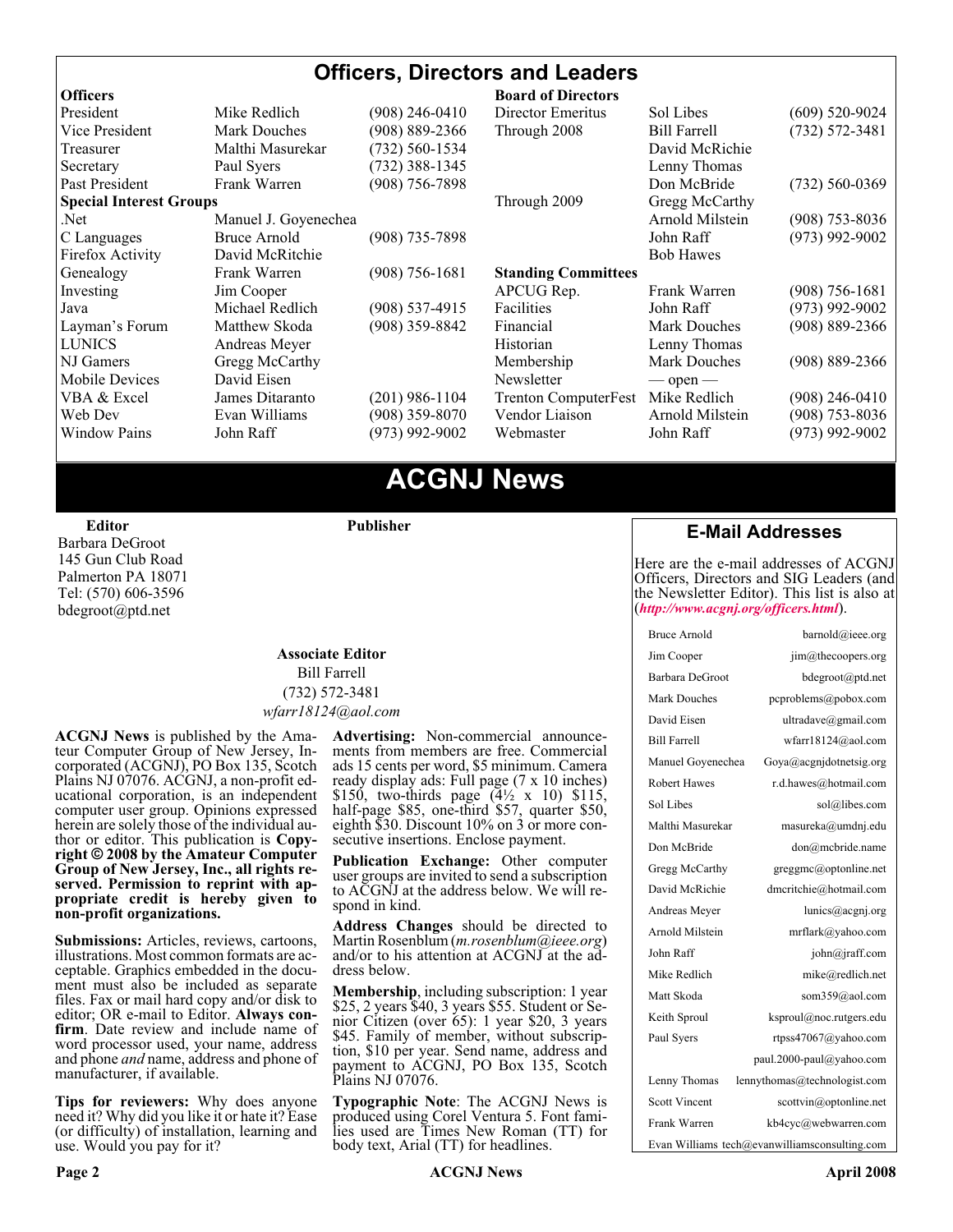# Officers, Directors and Leaders

| Officers | | | Board of Directors | | |
|---|---|---|---|---|---|
| President | Mike Redlich | (908) 246-0410 | Director Emeritus | Sol Libes | (609) 520-9024 |
| Vice President | Mark Douches | (908) 889-2366 | Through 2008 | Bill Farrell | (732) 572-3481 |
| Treasurer | Malthi Masurekar | (732) 560-1534 | | David McRichie | |
| Secretary | Paul Syers | (732) 388-1345 | | Lenny Thomas | |
| Past President | Frank Warren | (908) 756-7898 | | Don McBride | (732) 560-0369 |
| **Special Interest Groups** | | | Through 2009 | Gregg McCarthy | |
| .Net | Manuel J. Goyenechea | | | Arnold Milstein | (908) 753-8036 |
| C Languages | Bruce Arnold | (908) 735-7898 | | John Raff | (973) 992-9002 |
| Firefox Activity | David McRitchie | | | Bob Hawes | |
| Genealogy | Frank Warren | (908) 756-1681 | **Standing Committees** | | |
| Investing | Jim Cooper | | APCUG Rep. | Frank Warren | (908) 756-1681 |
| Java | Michael Redlich | (908) 537-4915 | Facilities | John Raff | (973) 992-9002 |
| Layman's Forum | Matthew Skoda | (908) 359-8842 | Financial | Mark Douches | (908) 889-2366 |
| LUNICS | Andreas Meyer | | Historian | Lenny Thomas | |
| NJ Gamers | Gregg McCarthy | | Membership | Mark Douches | (908) 889-2366 |
| Mobile Devices | David Eisen | | Newsletter | — open — | |
| VBA & Excel | James Ditaranto | (201) 986-1104 | Trenton ComputerFest | Mike Redlich | (908) 246-0410 |
| Web Dev | Evan Williams | (908) 359-8070 | Vendor Liaison | Arnold Milstein | (908) 753-8036 |
| Window Pains | John Raff | (973) 992-9002 | Webmaster | John Raff | (973) 992-9002 |

# ACGNJ News

**Editor**
Barbara DeGroot
145 Gun Club Road
Palmerton PA 18071
Tel: (570) 606-3596
bdegroot@ptd.net

**Publisher**

**Associate Editor**
Bill Farrell
(732) 572-3481
*wfarr18124@aol.com*

**ACGNJ News** is published by the Amateur Computer Group of New Jersey, Incorporated (ACGNJ), PO Box 135, Scotch Plains NJ 07076. ACGNJ, a non-profit educational corporation, is an independent computer user group. Opinions expressed herein are solely those of the individual author or editor. This publication is **Copyright © 2008 by the Amateur Computer Group of New Jersey, Inc., all rights reserved. Permission to reprint with appropriate credit is hereby given to non-profit organizations.**

**Submissions:** Articles, reviews, cartoons, illustrations. Most common formats are acceptable. Graphics embedded in the document must also be included as separate files. Fax or mail hard copy and/or disk to editor; OR e-mail to Editor. **Always confirm**. Date review and include name of word processor used, your name, address and phone *and* name, address and phone of manufacturer, if available.

**Tips for reviewers:** Why does anyone need it? Why did you like it or hate it? Ease (or difficulty) of installation, learning and use. Would you pay for it?

**Advertising:** Non-commercial announcements from members are free. Commercial ads 15 cents per word, $5 minimum. Camera ready display ads: Full page (7 x 10 inches) $150, two-thirds page (4½ x 10) $115, half-page $85, one-third $57, quarter $50, eighth $30. Discount 10% on 3 or more consecutive insertions. Enclose payment.

**Publication Exchange:** Other computer user groups are invited to send a subscription to ACGNJ at the address below. We will respond in kind.

**Address Changes** should be directed to Martin Rosenblum (*m.rosenblum@ieee.org*) and/or to his attention at ACGNJ at the address below.

**Membership**, including subscription: 1 year $25, 2 years $40, 3 years $55. Student or Senior Citizen (over 65): 1 year $20, 3 years $45. Family of member, without subscription, $10 per year. Send name, address and payment to ACGNJ, PO Box 135, Scotch Plains NJ 07076.

**Typographic Note**: The ACGNJ News is produced using Corel Ventura 5. Font families used are Times New Roman (TT) for body text, Arial (TT) for headlines.

## E-Mail Addresses

Here are the e-mail addresses of ACGNJ Officers, Directors and SIG Leaders (and the Newsletter Editor). This list is also at (***http://www.acgnj.org/officers.html***).

| Name | E-mail |
|---|---|
| Bruce Arnold | barnold@ieee.org |
| Jim Cooper | jim@thecoopers.org |
| Barbara DeGroot | bdegroot@ptd.net |
| Mark Douches | pcproblems@pobox.com |
| David Eisen | ultradave@gmail.com |
| Bill Farrell | wfarr18124@aol.com |
| Manuel Goyenechea | Goya@acgnjdotnetsig.org |
| Robert Hawes | r.d.hawes@hotmail.com |
| Sol Libes | sol@libes.com |
| Malthi Masurekar | masureka@umdnj.edu |
| Don McBride | don@mcbride.name |
| Gregg McCarthy | greggmc@optonline.net |
| David McRichie | dmcritchie@hotmail.com |
| Andreas Meyer | lunics@acgnj.org |
| Arnold Milstein | mrflark@yahoo.com |
| John Raff | john@jraff.com |
| Mike Redlich | mike@redlich.net |
| Matt Skoda | som359@aol.com |
| Keith Sproul | ksproul@noc.rutgers.edu |
| Paul Syers | rtpss47067@yahoo.com |
| | paul.2000-paul@yahoo.com |
| Lenny Thomas | lennythomas@technologist.com |
| Scott Vincent | scottvin@optonline.net |
| Frank Warren | kb4cyc@webwarren.com |
| Evan Williams | tech@evanwilliamsconsulting.com |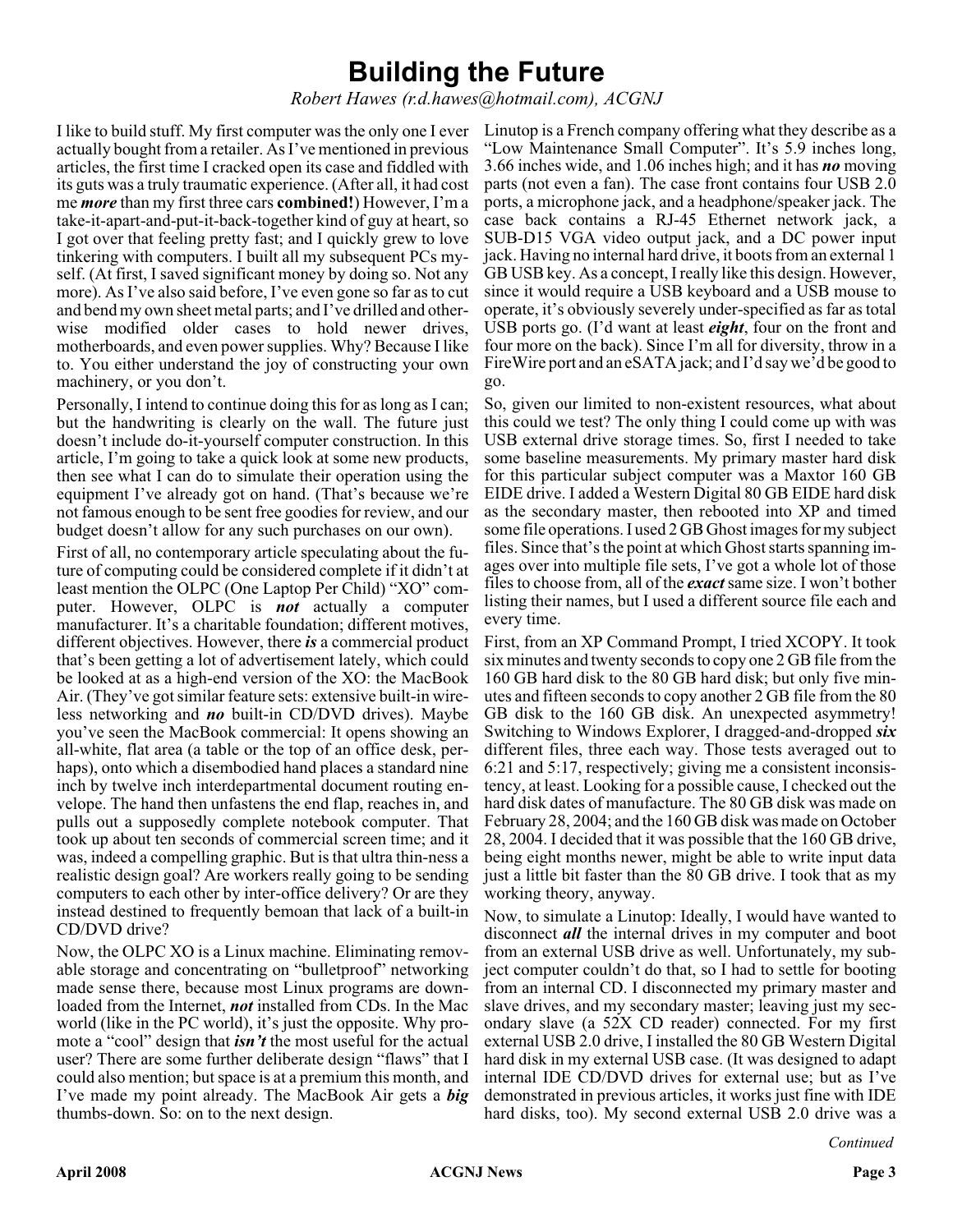# Building the Future

*Robert Hawes (r.d.hawes@hotmail.com), ACGNJ*

I like to build stuff. My first computer was the only one I ever actually bought from a retailer. As I've mentioned in previous articles, the first time I cracked open its case and fiddled with its guts was a truly traumatic experience. (After all, it had cost me ***more*** than my first three cars **combined!**) However, I'm a take-it-apart-and-put-it-back-together kind of guy at heart, so I got over that feeling pretty fast; and I quickly grew to love tinkering with computers. I built all my subsequent PCs myself. (At first, I saved significant money by doing so. Not any more). As I've also said before, I've even gone so far as to cut and bend my own sheet metal parts; and I've drilled and otherwise modified older cases to hold newer drives, motherboards, and even power supplies. Why? Because I like to. You either understand the joy of constructing your own machinery, or you don't.

Personally, I intend to continue doing this for as long as I can; but the handwriting is clearly on the wall. The future just doesn't include do-it-yourself computer construction. In this article, I'm going to take a quick look at some new products, then see what I can do to simulate their operation using the equipment I've already got on hand. (That's because we're not famous enough to be sent free goodies for review, and our budget doesn't allow for any such purchases on our own).

First of all, no contemporary article speculating about the future of computing could be considered complete if it didn't at least mention the OLPC (One Laptop Per Child) "XO" computer. However, OLPC is ***not*** actually a computer manufacturer. It's a charitable foundation; different motives, different objectives. However, there ***is*** a commercial product that's been getting a lot of advertisement lately, which could be looked at as a high-end version of the XO: the MacBook Air. (They've got similar feature sets: extensive built-in wireless networking and ***no*** built-in CD/DVD drives). Maybe you've seen the MacBook commercial: It opens showing an all-white, flat area (a table or the top of an office desk, perhaps), onto which a disembodied hand places a standard nine inch by twelve inch interdepartmental document routing envelope. The hand then unfastens the end flap, reaches in, and pulls out a supposedly complete notebook computer. That took up about ten seconds of commercial screen time; and it was, indeed a compelling graphic. But is that ultra thin-ness a realistic design goal? Are workers really going to be sending computers to each other by inter-office delivery? Or are they instead destined to frequently bemoan that lack of a built-in CD/DVD drive?

Now, the OLPC XO is a Linux machine. Eliminating removable storage and concentrating on "bulletproof" networking made sense there, because most Linux programs are downloaded from the Internet, ***not*** installed from CDs. In the Mac world (like in the PC world), it's just the opposite. Why promote a "cool" design that ***isn't*** the most useful for the actual user? There are some further deliberate design "flaws" that I could also mention; but space is at a premium this month, and I've made my point already. The MacBook Air gets a ***big*** thumbs-down. So: on to the next design.

Linutop is a French company offering what they describe as a "Low Maintenance Small Computer". It's 5.9 inches long, 3.66 inches wide, and 1.06 inches high; and it has ***no*** moving parts (not even a fan). The case front contains four USB 2.0 ports, a microphone jack, and a headphone/speaker jack. The case back contains a RJ-45 Ethernet network jack, a SUB-D15 VGA video output jack, and a DC power input jack. Having no internal hard drive, it boots from an external 1 GB USB key. As a concept, I really like this design. However, since it would require a USB keyboard and a USB mouse to operate, it's obviously severely under-specified as far as total USB ports go. (I'd want at least ***eight***, four on the front and four more on the back). Since I'm all for diversity, throw in a FireWire port and an eSATA jack; and I'd say we'd be good to go.

So, given our limited to non-existent resources, what about this could we test? The only thing I could come up with was USB external drive storage times. So, first I needed to take some baseline measurements. My primary master hard disk for this particular subject computer was a Maxtor 160 GB EIDE drive. I added a Western Digital 80 GB EIDE hard disk as the secondary master, then rebooted into XP and timed some file operations. I used 2 GB Ghost images for my subject files. Since that's the point at which Ghost starts spanning images over into multiple file sets, I've got a whole lot of those files to choose from, all of the ***exact*** same size. I won't bother listing their names, but I used a different source file each and every time.

First, from an XP Command Prompt, I tried XCOPY. It took six minutes and twenty seconds to copy one 2 GB file from the 160 GB hard disk to the 80 GB hard disk; but only five minutes and fifteen seconds to copy another 2 GB file from the 80 GB disk to the 160 GB disk. An unexpected asymmetry! Switching to Windows Explorer, I dragged-and-dropped ***six*** different files, three each way. Those tests averaged out to 6:21 and 5:17, respectively; giving me a consistent inconsistency, at least. Looking for a possible cause, I checked out the hard disk dates of manufacture. The 80 GB disk was made on February 28, 2004; and the 160 GB disk was made on October 28, 2004. I decided that it was possible that the 160 GB drive, being eight months newer, might be able to write input data just a little bit faster than the 80 GB drive. I took that as my working theory, anyway.

Now, to simulate a Linutop: Ideally, I would have wanted to disconnect ***all*** the internal drives in my computer and boot from an external USB drive as well. Unfortunately, my subject computer couldn't do that, so I had to settle for booting from an internal CD. I disconnected my primary master and slave drives, and my secondary master; leaving just my secondary slave (a 52X CD reader) connected. For my first external USB 2.0 drive, I installed the 80 GB Western Digital hard disk in my external USB case. (It was designed to adapt internal IDE CD/DVD drives for external use; but as I've demonstrated in previous articles, it works just fine with IDE hard disks, too). My second external USB 2.0 drive was a

*Continued*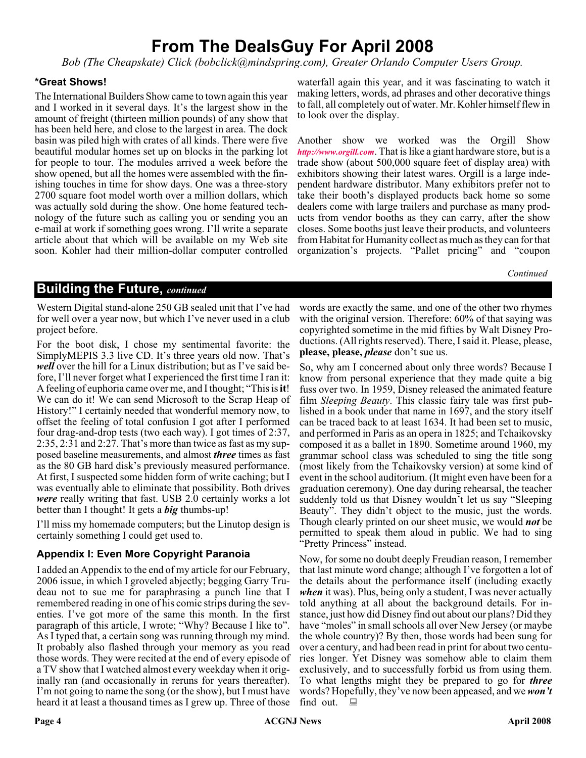# From The DealsGuy For April 2008

*Bob (The Cheapskate) Click (bobclick@mindspring.com), Greater Orlando Computer Users Group.*

### *Great Shows!

The International Builders Show came to town again this year and I worked in it several days. It's the largest show in the amount of freight (thirteen million pounds) of any show that has been held here, and close to the largest in area. The dock basin was piled high with crates of all kinds. There were five beautiful modular homes set up on blocks in the parking lot for people to tour. The modules arrived a week before the show opened, but all the homes were assembled with the finishing touches in time for show days. One was a three-story 2700 square foot model worth over a million dollars, which was actually sold during the show. One home featured technology of the future such as calling you or sending you an e-mail at work if something goes wrong. I'll write a separate article about that which will be available on my Web site soon. Kohler had their million-dollar computer controlled waterfall again this year, and it was fascinating to watch it making letters, words, ad phrases and other decorative things to fall, all completely out of water. Mr. Kohler himself flew in to look over the display.

Another show we worked was the Orgill Show *http://www.orgill.com*. That is like a giant hardware store, but is a trade show (about 500,000 square feet of display area) with exhibitors showing their latest wares. Orgill is a large independent hardware distributor. Many exhibitors prefer not to take their booth's displayed products back home so some dealers come with large trailers and purchase as many products from vendor booths as they can carry, after the show closes. Some booths just leave their products, and volunteers from Habitat for Humanity collect as much as they can for that organization's projects. "Pallet pricing" and "coupon

*Continued*

## Building the Future, *continued*

Western Digital stand-alone 250 GB sealed unit that I've had for well over a year now, but which I've never used in a club project before.

For the boot disk, I chose my sentimental favorite: the SimplyMEPIS 3.3 live CD. It's three years old now. That's ***well*** over the hill for a Linux distribution; but as I've said before, I'll never forget what I experienced the first time I ran it: A feeling of euphoria came over me, and I thought; "This is **it**! We can do it! We can send Microsoft to the Scrap Heap of History!" I certainly needed that wonderful memory now, to offset the feeling of total confusion I got after I performed four drag-and-drop tests (two each way). I got times of 2:37, 2:35, 2:31 and 2:27. That's more than twice as fast as my supposed baseline measurements, and almost ***three*** times as fast as the 80 GB hard disk's previously measured performance. At first, I suspected some hidden form of write caching; but I was eventually able to eliminate that possibility. Both drives ***were*** really writing that fast. USB 2.0 certainly works a lot better than I thought! It gets a ***big*** thumbs-up!

I'll miss my homemade computers; but the Linutop design is certainly something I could get used to.

### Appendix I: Even More Copyright Paranoia

I added an Appendix to the end of my article for our February, 2006 issue, in which I groveled abjectly; begging Garry Trudeau not to sue me for paraphrasing a punch line that I remembered reading in one of his comic strips during the seventies. I've got more of the same this month. In the first paragraph of this article, I wrote; "Why? Because I like to". As I typed that, a certain song was running through my mind. It probably also flashed through your memory as you read those words. They were recited at the end of every episode of a TV show that I watched almost every weekday when it originally ran (and occasionally in reruns for years thereafter). I'm not going to name the song (or the show), but I must have heard it at least a thousand times as I grew up. Three of those words are exactly the same, and one of the other two rhymes with the original version. Therefore: 60% of that saying was copyrighted sometime in the mid fifties by Walt Disney Productions. (All rights reserved). There, I said it. Please, please, **please, please, *please*** don't sue us.

So, why am I concerned about only three words? Because I know from personal experience that they made quite a big fuss over two. In 1959, Disney released the animated feature film *Sleeping Beauty*. This classic fairy tale was first published in a book under that name in 1697, and the story itself can be traced back to at least 1634. It had been set to music, and performed in Paris as an opera in 1825; and Tchaikovsky composed it as a ballet in 1890. Sometime around 1960, my grammar school class was scheduled to sing the title song (most likely from the Tchaikovsky version) at some kind of event in the school auditorium. (It might even have been for a graduation ceremony). One day during rehearsal, the teacher suddenly told us that Disney wouldn't let us say "Sleeping Beauty". They didn't object to the music, just the words. Though clearly printed on our sheet music, we would ***not*** be permitted to speak them aloud in public. We had to sing "Pretty Princess" instead.

Now, for some no doubt deeply Freudian reason, I remember that last minute word change; although I've forgotten a lot of the details about the performance itself (including exactly ***when*** it was). Plus, being only a student, I was never actually told anything at all about the background details. For instance, just how did Disney find out about our plans? Did they have "moles" in small schools all over New Jersey (or maybe the whole country)? By then, those words had been sung for over a century, and had been read in print for about two centuries longer. Yet Disney was somehow able to claim them exclusively, and to successfully forbid us from using them. To what lengths might they be prepared to go for ***three*** words? Hopefully, they've now been appeased, and we ***won't*** find out.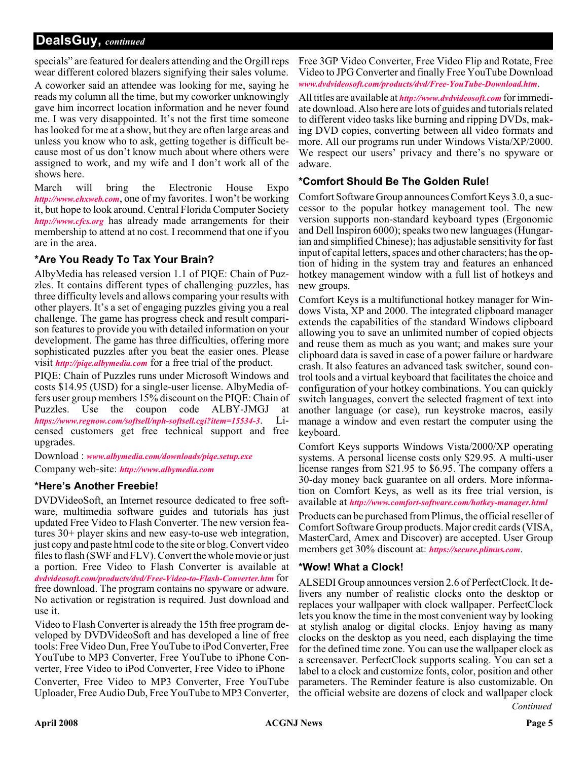## DealsGuy, *continued*

specials" are featured for dealers attending and the Orgill reps wear different colored blazers signifying their sales volume.

A coworker said an attendee was looking for me, saying he reads my column all the time, but my coworker unknowingly gave him incorrect location information and he never found me. I was very disappointed. It's not the first time someone has looked for me at a show, but they are often large areas and unless you know who to ask, getting together is difficult because most of us don't know much about where others were assigned to work, and my wife and I don't work all of the shows here.

March will bring the Electronic House Expo *http://www.ehxweb.com*, one of my favorites. I won't be working it, but hope to look around. Central Florida Computer Society *http://www.cfcs.org* has already made arrangements for their membership to attend at no cost. I recommend that one if you are in the area.

### *Are You Ready To Tax Your Brain?

AlbyMedia has released version 1.1 of PIQE: Chain of Puzzles. It contains different types of challenging puzzles, has three difficulty levels and allows comparing your results with other players. It's a set of engaging puzzles giving you a real challenge. The game has progress check and result comparison features to provide you with detailed information on your development. The game has three difficulties, offering more sophisticated puzzles after you beat the easier ones. Please visit *http://piqe.albymedia.com* for a free trial of the product.

PIQE: Chain of Puzzles runs under Microsoft Windows and costs $14.95 (USD) for a single-user license. AlbyMedia offers user group members 15% discount on the PIQE: Chain of Puzzles. Use the coupon code ALBY-JMGJ at *https://www.regnow.com/softsell/nph-softsell.cgi?item=15534-3*. Licensed customers get free technical support and free upgrades.

Download : *www.albymedia.com/downloads/piqe.setup.exe*

Company web-site: *http://www.albymedia.com*

### *Here's Another Freebie!

DVDVideoSoft, an Internet resource dedicated to free software, multimedia software guides and tutorials has just updated Free Video to Flash Converter. The new version features 30+ player skins and new easy-to-use web integration, just copy and paste html code to the site or blog. Convert video files to flash (SWF and FLV). Convert the whole movie or just a portion. Free Video to Flash Converter is available at *dvdvideosoft.com/products/dvd/Free-Video-to-Flash-Converter.htm* for free download. The program contains no spyware or adware. No activation or registration is required. Just download and use it.

Video to Flash Converter is already the 15th free program developed by DVDVideoSoft and has developed a line of free tools: Free Video Dun, Free YouTube to iPod Converter, Free YouTube to MP3 Converter, Free YouTube to iPhone Converter, Free Video to iPod Converter, Free Video to iPhone Converter, Free Video to MP3 Converter, Free YouTube Uploader, Free Audio Dub, Free YouTube to MP3 Converter, Free 3GP Video Converter, Free Video Flip and Rotate, Free Video to JPG Converter and finally Free YouTube Download *www.dvdvideosoft.com/products/dvd/Free-YouTube-Download.htm*.

All titles are available at *http://www.dvdvideosoft.com* for immediate download. Also here are lots of guides and tutorials related to different video tasks like burning and ripping DVDs, making DVD copies, converting between all video formats and more. All our programs run under Windows Vista/XP/2000. We respect our users' privacy and there's no spyware or adware.

### *Comfort Should Be The Golden Rule!

Comfort Software Group announces Comfort Keys 3.0, a successor to the popular hotkey management tool. The new version supports non-standard keyboard types (Ergonomic and Dell Inspiron 6000); speaks two new languages (Hungarian and simplified Chinese); has adjustable sensitivity for fast input of capital letters, spaces and other characters; has the option of hiding in the system tray and features an enhanced hotkey management window with a full list of hotkeys and new groups.

Comfort Keys is a multifunctional hotkey manager for Windows Vista, XP and 2000. The integrated clipboard manager extends the capabilities of the standard Windows clipboard allowing you to save an unlimited number of copied objects and reuse them as much as you want; and makes sure your clipboard data is saved in case of a power failure or hardware crash. It also features an advanced task switcher, sound control tools and a virtual keyboard that facilitates the choice and configuration of your hotkey combinations. You can quickly switch languages, convert the selected fragment of text into another language (or case), run keystroke macros, easily manage a window and even restart the computer using the keyboard.

Comfort Keys supports Windows Vista/2000/XP operating systems. A personal license costs only $29.95. A multi-user license ranges from $21.95 to $6.95. The company offers a 30-day money back guarantee on all orders. More information on Comfort Keys, as well as its free trial version, is available at *http://www.comfort-software.com/hotkey-manager.html*

Products can be purchased from Plimus, the official reseller of Comfort Software Group products. Major credit cards (VISA, MasterCard, Amex and Discover) are accepted. User Group members get 30% discount at: *https://secure.plimus.com*.

### *Wow! What a Clock!

ALSEDI Group announces version 2.6 of PerfectClock. It delivers any number of realistic clocks onto the desktop or replaces your wallpaper with clock wallpaper. PerfectClock lets you know the time in the most convenient way by looking at stylish analog or digital clocks. Enjoy having as many clocks on the desktop as you need, each displaying the time for the defined time zone. You can use the wallpaper clock as a screensaver. PerfectClock supports scaling. You can set a label to a clock and customize fonts, color, position and other parameters. The Reminder feature is also customizable. On the official website are dozens of clock and wallpaper clock

*Continued*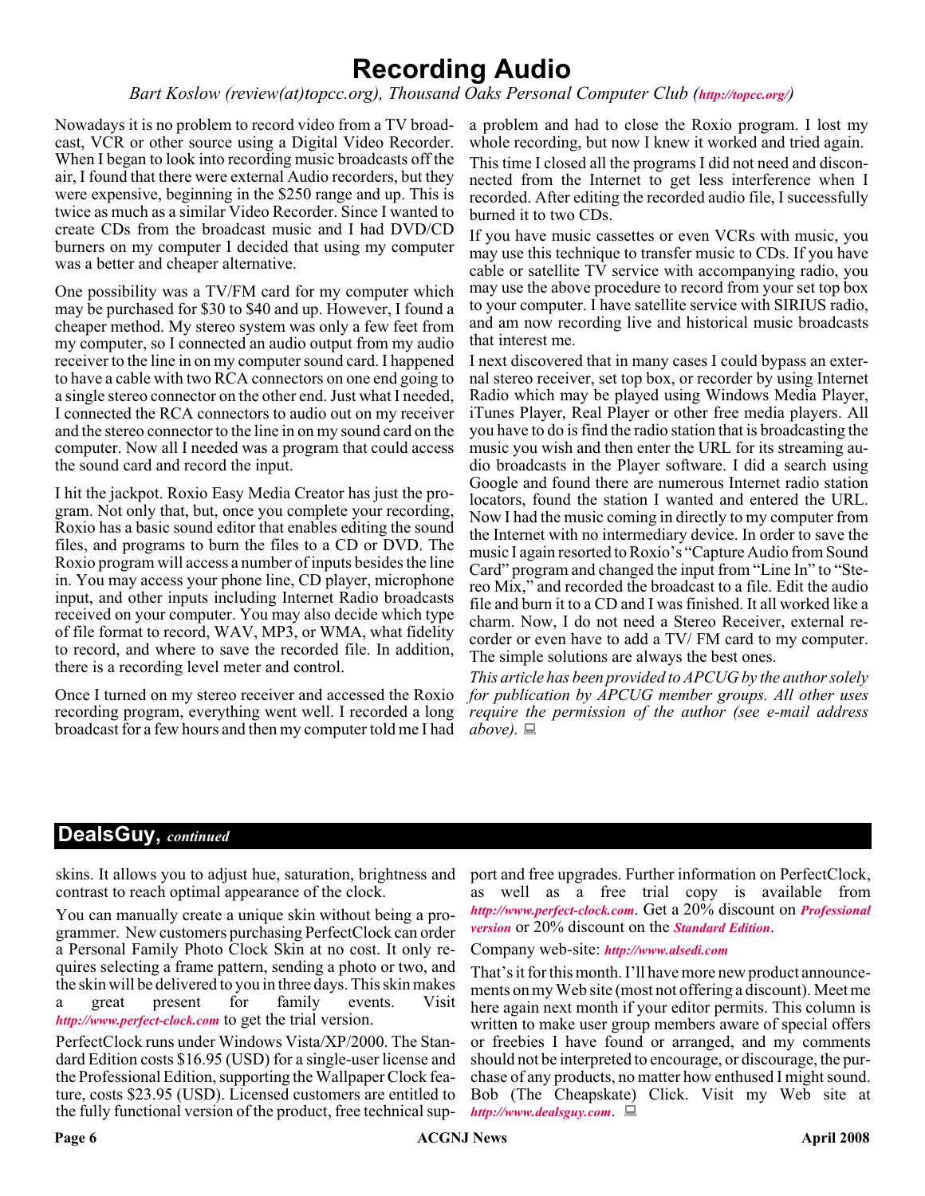# Recording Audio

*Bart Koslow (review(at)topcc.org), Thousand Oaks Personal Computer Club (**http://topcc.org/**)*

Nowadays it is no problem to record video from a TV broadcast, VCR or other source using a Digital Video Recorder. When I began to look into recording music broadcasts off the air, I found that there were external Audio recorders, but they were expensive, beginning in the $250 range and up. This is twice as much as a similar Video Recorder. Since I wanted to create CDs from the broadcast music and I had DVD/CD burners on my computer I decided that using my computer was a better and cheaper alternative.

One possibility was a TV/FM card for my computer which may be purchased for $30 to $40 and up. However, I found a cheaper method. My stereo system was only a few feet from my computer, so I connected an audio output from my audio receiver to the line in on my computer sound card. I happened to have a cable with two RCA connectors on one end going to a single stereo connector on the other end. Just what I needed, I connected the RCA connectors to audio out on my receiver and the stereo connector to the line in on my sound card on the computer. Now all I needed was a program that could access the sound card and record the input.

I hit the jackpot. Roxio Easy Media Creator has just the program. Not only that, but, once you complete your recording, Roxio has a basic sound editor that enables editing the sound files, and programs to burn the files to a CD or DVD. The Roxio program will access a number of inputs besides the line in. You may access your phone line, CD player, microphone input, and other inputs including Internet Radio broadcasts received on your computer. You may also decide which type of file format to record, WAV, MP3, or WMA, what fidelity to record, and where to save the recorded file. In addition, there is a recording level meter and control.

Once I turned on my stereo receiver and accessed the Roxio recording program, everything went well. I recorded a long broadcast for a few hours and then my computer told me I had a problem and had to close the Roxio program. I lost my whole recording, but now I knew it worked and tried again.

This time I closed all the programs I did not need and disconnected from the Internet to get less interference when I recorded. After editing the recorded audio file, I successfully burned it to two CDs.

If you have music cassettes or even VCRs with music, you may use this technique to transfer music to CDs. If you have cable or satellite TV service with accompanying radio, you may use the above procedure to record from your set top box to your computer. I have satellite service with SIRIUS radio, and am now recording live and historical music broadcasts that interest me.

I next discovered that in many cases I could bypass an external stereo receiver, set top box, or recorder by using Internet Radio which may be played using Windows Media Player, iTunes Player, Real Player or other free media players. All you have to do is find the radio station that is broadcasting the music you wish and then enter the URL for its streaming audio broadcasts in the Player software. I did a search using Google and found there are numerous Internet radio station locators, found the station I wanted and entered the URL. Now I had the music coming in directly to my computer from the Internet with no intermediary device. In order to save the music I again resorted to Roxio's "Capture Audio from Sound Card" program and changed the input from "Line In" to "Stereo Mix," and recorded the broadcast to a file. Edit the audio file and burn it to a CD and I was finished. It all worked like a charm. Now, I do not need a Stereo Receiver, external recorder or even have to add a TV/ FM card to my computer. The simple solutions are always the best ones.

*This article has been provided to APCUG by the author solely for publication by APCUG member groups. All other uses require the permission of the author (see e-mail address above).*

## DealsGuy, *continued*

skins. It allows you to adjust hue, saturation, brightness and contrast to reach optimal appearance of the clock.

You can manually create a unique skin without being a programmer. New customers purchasing PerfectClock can order a Personal Family Photo Clock Skin at no cost. It only requires selecting a frame pattern, sending a photo or two, and the skin will be delivered to you in three days. This skin makes a great present for family events. Visit ***http://www.perfect-clock.com*** to get the trial version.

PerfectClock runs under Windows Vista/XP/2000. The Standard Edition costs $16.95 (USD) for a single-user license and the Professional Edition, supporting the Wallpaper Clock feature, costs $23.95 (USD). Licensed customers are entitled to the fully functional version of the product, free technical support and free upgrades. Further information on PerfectClock, as well as a free trial copy is available from ***http://www.perfect-clock.com***. Get a 20% discount on ***Professional version*** or 20% discount on the ***Standard Edition***.

Company web-site: ***http://www.alsedi.com***

That's it for this month. I'll have more new product announcements on my Web site (most not offering a discount). Meet me here again next month if your editor permits. This column is written to make user group members aware of special offers or freebies I have found or arranged, and my comments should not be interpreted to encourage, or discourage, the purchase of any products, no matter how enthused I might sound. Bob (The Cheapskate) Click. Visit my Web site at ***http://www.dealsguy.com***.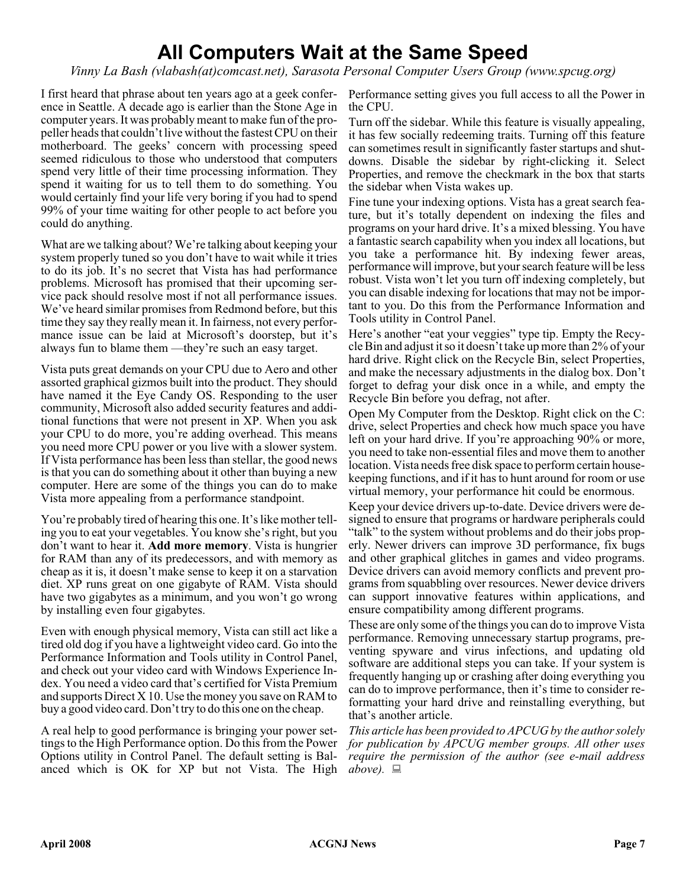# All Computers Wait at the Same Speed

*Vinny La Bash (vlabash(at)comcast.net), Sarasota Personal Computer Users Group (www.spcug.org)*

I first heard that phrase about ten years ago at a geek conference in Seattle. A decade ago is earlier than the Stone Age in computer years. It was probably meant to make fun of the propeller heads that couldn't live without the fastest CPU on their motherboard. The geeks' concern with processing speed seemed ridiculous to those who understood that computers spend very little of their time processing information. They spend it waiting for us to tell them to do something. You would certainly find your life very boring if you had to spend 99% of your time waiting for other people to act before you could do anything.

What are we talking about? We're talking about keeping your system properly tuned so you don't have to wait while it tries to do its job. It's no secret that Vista has had performance problems. Microsoft has promised that their upcoming service pack should resolve most if not all performance issues. We've heard similar promises from Redmond before, but this time they say they really mean it. In fairness, not every performance issue can be laid at Microsoft's doorstep, but it's always fun to blame them —they're such an easy target.

Vista puts great demands on your CPU due to Aero and other assorted graphical gizmos built into the product. They should have named it the Eye Candy OS. Responding to the user community, Microsoft also added security features and additional functions that were not present in XP. When you ask your CPU to do more, you're adding overhead. This means you need more CPU power or you live with a slower system. If Vista performance has been less than stellar, the good news is that you can do something about it other than buying a new computer. Here are some of the things you can do to make Vista more appealing from a performance standpoint.

You're probably tired of hearing this one. It's like mother telling you to eat your vegetables. You know she's right, but you don't want to hear it. **Add more memory**. Vista is hungrier for RAM than any of its predecessors, and with memory as cheap as it is, it doesn't make sense to keep it on a starvation diet. XP runs great on one gigabyte of RAM. Vista should have two gigabytes as a minimum, and you won't go wrong by installing even four gigabytes.

Even with enough physical memory, Vista can still act like a tired old dog if you have a lightweight video card. Go into the Performance Information and Tools utility in Control Panel, and check out your video card with Windows Experience Index. You need a video card that's certified for Vista Premium and supports Direct X 10. Use the money you save on RAM to buy a good video card. Don't try to do this one on the cheap.

A real help to good performance is bringing your power settings to the High Performance option. Do this from the Power Options utility in Control Panel. The default setting is Balanced which is OK for XP but not Vista. The High Performance setting gives you full access to all the Power in the CPU.

Turn off the sidebar. While this feature is visually appealing, it has few socially redeeming traits. Turning off this feature can sometimes result in significantly faster startups and shutdowns. Disable the sidebar by right-clicking it. Select Properties, and remove the checkmark in the box that starts the sidebar when Vista wakes up.

Fine tune your indexing options. Vista has a great search feature, but it's totally dependent on indexing the files and programs on your hard drive. It's a mixed blessing. You have a fantastic search capability when you index all locations, but you take a performance hit. By indexing fewer areas, performance will improve, but your search feature will be less robust. Vista won't let you turn off indexing completely, but you can disable indexing for locations that may not be important to you. Do this from the Performance Information and Tools utility in Control Panel.

Here's another "eat your veggies" type tip. Empty the Recycle Bin and adjust it so it doesn't take up more than 2% of your hard drive. Right click on the Recycle Bin, select Properties, and make the necessary adjustments in the dialog box. Don't forget to defrag your disk once in a while, and empty the Recycle Bin before you defrag, not after.

Open My Computer from the Desktop. Right click on the C: drive, select Properties and check how much space you have left on your hard drive. If you're approaching 90% or more, you need to take non-essential files and move them to another location. Vista needs free disk space to perform certain housekeeping functions, and if it has to hunt around for room or use virtual memory, your performance hit could be enormous.

Keep your device drivers up-to-date. Device drivers were designed to ensure that programs or hardware peripherals could "talk" to the system without problems and do their jobs properly. Newer drivers can improve 3D performance, fix bugs and other graphical glitches in games and video programs. Device drivers can avoid memory conflicts and prevent programs from squabbling over resources. Newer device drivers can support innovative features within applications, and ensure compatibility among different programs.

These are only some of the things you can do to improve Vista performance. Removing unnecessary startup programs, preventing spyware and virus infections, and updating old software are additional steps you can take. If your system is frequently hanging up or crashing after doing everything you can do to improve performance, then it's time to consider reformatting your hard drive and reinstalling everything, but that's another article.

*This article has been provided to APCUG by the author solely for publication by APCUG member groups. All other uses require the permission of the author (see e-mail address above).*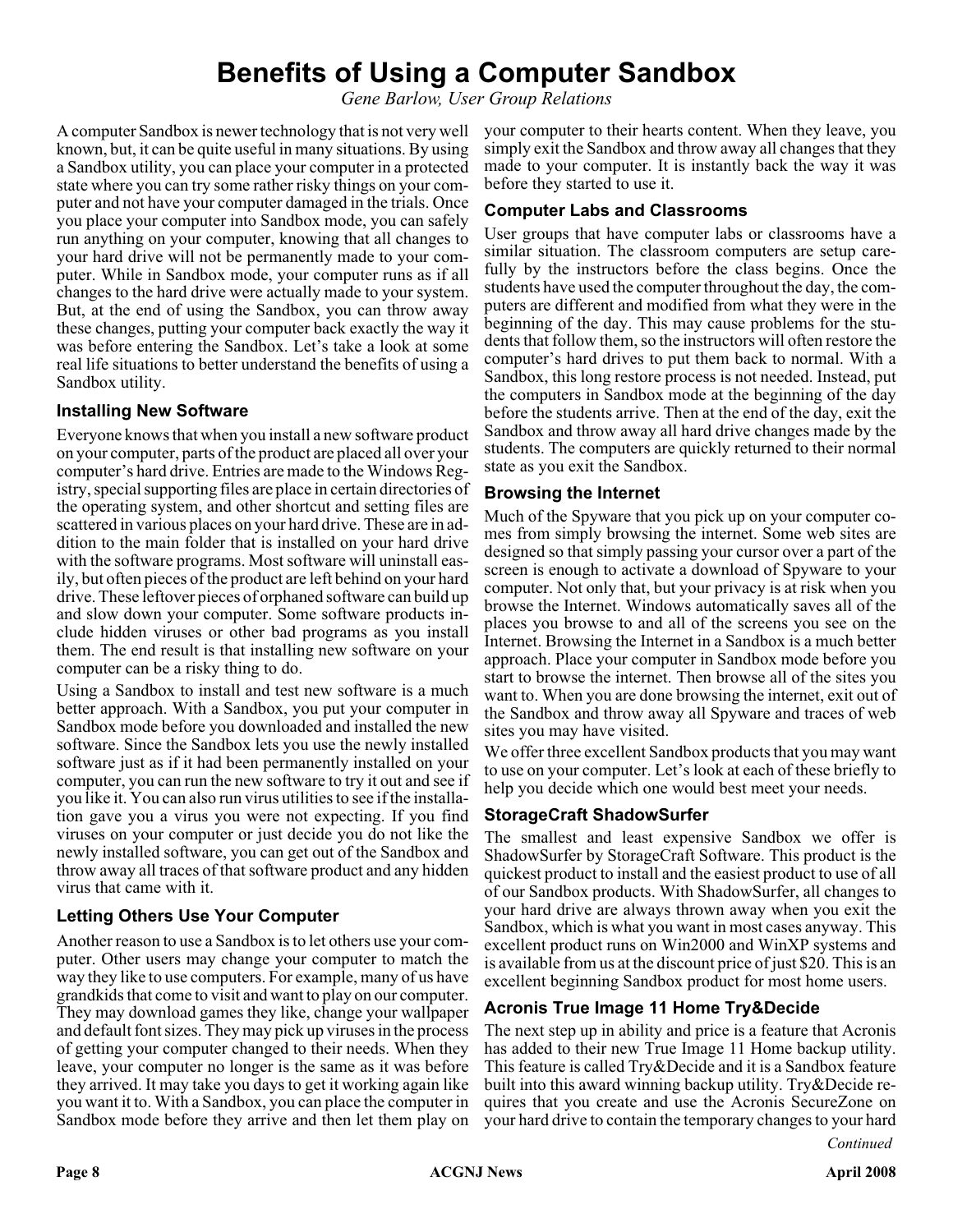# Benefits of Using a Computer Sandbox

*Gene Barlow, User Group Relations*

A computer Sandbox is newer technology that is not very well known, but, it can be quite useful in many situations. By using a Sandbox utility, you can place your computer in a protected state where you can try some rather risky things on your computer and not have your computer damaged in the trials. Once you place your computer into Sandbox mode, you can safely run anything on your computer, knowing that all changes to your hard drive will not be permanently made to your computer. While in Sandbox mode, your computer runs as if all changes to the hard drive were actually made to your system. But, at the end of using the Sandbox, you can throw away these changes, putting your computer back exactly the way it was before entering the Sandbox. Let's take a look at some real life situations to better understand the benefits of using a Sandbox utility.

### Installing New Software

Everyone knows that when you install a new software product on your computer, parts of the product are placed all over your computer's hard drive. Entries are made to the Windows Registry, special supporting files are place in certain directories of the operating system, and other shortcut and setting files are scattered in various places on your hard drive. These are in addition to the main folder that is installed on your hard drive with the software programs. Most software will uninstall easily, but often pieces of the product are left behind on your hard drive. These leftover pieces of orphaned software can build up and slow down your computer. Some software products include hidden viruses or other bad programs as you install them. The end result is that installing new software on your computer can be a risky thing to do.

Using a Sandbox to install and test new software is a much better approach. With a Sandbox, you put your computer in Sandbox mode before you downloaded and installed the new software. Since the Sandbox lets you use the newly installed software just as if it had been permanently installed on your computer, you can run the new software to try it out and see if you like it. You can also run virus utilities to see if the installation gave you a virus you were not expecting. If you find viruses on your computer or just decide you do not like the newly installed software, you can get out of the Sandbox and throw away all traces of that software product and any hidden virus that came with it.

### Letting Others Use Your Computer

Another reason to use a Sandbox is to let others use your computer. Other users may change your computer to match the way they like to use computers. For example, many of us have grandkids that come to visit and want to play on our computer. They may download games they like, change your wallpaper and default font sizes. They may pick up viruses in the process of getting your computer changed to their needs. When they leave, your computer no longer is the same as it was before they arrived. It may take you days to get it working again like you want it to. With a Sandbox, you can place the computer in Sandbox mode before they arrive and then let them play on your computer to their hearts content. When they leave, you simply exit the Sandbox and throw away all changes that they made to your computer. It is instantly back the way it was before they started to use it.

### Computer Labs and Classrooms

User groups that have computer labs or classrooms have a similar situation. The classroom computers are setup carefully by the instructors before the class begins. Once the students have used the computer throughout the day, the computers are different and modified from what they were in the beginning of the day. This may cause problems for the students that follow them, so the instructors will often restore the computer's hard drives to put them back to normal. With a Sandbox, this long restore process is not needed. Instead, put the computers in Sandbox mode at the beginning of the day before the students arrive. Then at the end of the day, exit the Sandbox and throw away all hard drive changes made by the students. The computers are quickly returned to their normal state as you exit the Sandbox.

### Browsing the Internet

Much of the Spyware that you pick up on your computer comes from simply browsing the internet. Some web sites are designed so that simply passing your cursor over a part of the screen is enough to activate a download of Spyware to your computer. Not only that, but your privacy is at risk when you browse the Internet. Windows automatically saves all of the places you browse to and all of the screens you see on the Internet. Browsing the Internet in a Sandbox is a much better approach. Place your computer in Sandbox mode before you start to browse the internet. Then browse all of the sites you want to. When you are done browsing the internet, exit out of the Sandbox and throw away all Spyware and traces of web sites you may have visited.

We offer three excellent Sandbox products that you may want to use on your computer. Let's look at each of these briefly to help you decide which one would best meet your needs.

### StorageCraft ShadowSurfer

The smallest and least expensive Sandbox we offer is ShadowSurfer by StorageCraft Software. This product is the quickest product to install and the easiest product to use of all of our Sandbox products. With ShadowSurfer, all changes to your hard drive are always thrown away when you exit the Sandbox, which is what you want in most cases anyway. This excellent product runs on Win2000 and WinXP systems and is available from us at the discount price of just $20. This is an excellent beginning Sandbox product for most home users.

### Acronis True Image 11 Home Try&Decide

The next step up in ability and price is a feature that Acronis has added to their new True Image 11 Home backup utility. This feature is called Try&Decide and it is a Sandbox feature built into this award winning backup utility. Try&Decide requires that you create and use the Acronis SecureZone on your hard drive to contain the temporary changes to your hard

*Continued*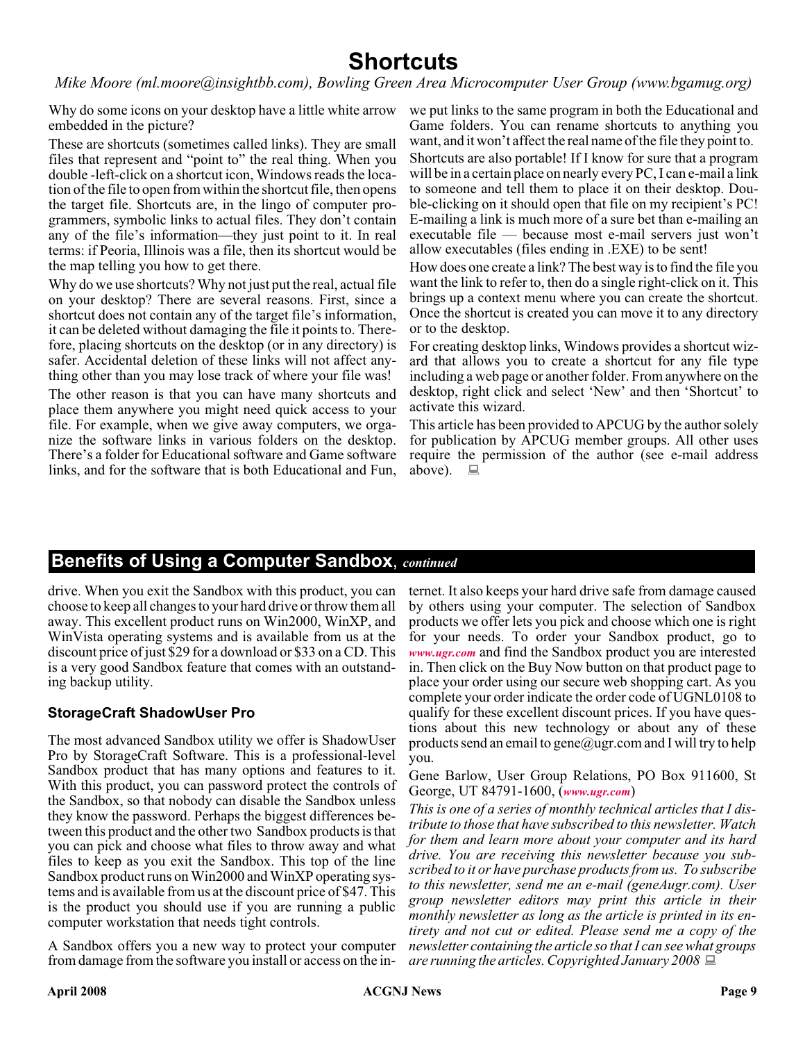# Shortcuts

*Mike Moore (ml.moore@insightbb.com), Bowling Green Area Microcomputer User Group (www.bgamug.org)*

Why do some icons on your desktop have a little white arrow embedded in the picture?

These are shortcuts (sometimes called links). They are small files that represent and "point to" the real thing. When you double -left-click on a shortcut icon, Windows reads the location of the file to open from within the shortcut file, then opens the target file. Shortcuts are, in the lingo of computer programmers, symbolic links to actual files. They don't contain any of the file's information—they just point to it. In real terms: if Peoria, Illinois was a file, then its shortcut would be the map telling you how to get there.

Why do we use shortcuts? Why not just put the real, actual file on your desktop? There are several reasons. First, since a shortcut does not contain any of the target file's information, it can be deleted without damaging the file it points to. Therefore, placing shortcuts on the desktop (or in any directory) is safer. Accidental deletion of these links will not affect anything other than you may lose track of where your file was!

The other reason is that you can have many shortcuts and place them anywhere you might need quick access to your file. For example, when we give away computers, we organize the software links in various folders on the desktop. There's a folder for Educational software and Game software links, and for the software that is both Educational and Fun, we put links to the same program in both the Educational and Game folders. You can rename shortcuts to anything you want, and it won't affect the real name of the file they point to.

Shortcuts are also portable! If I know for sure that a program will be in a certain place on nearly every PC, I can e-mail a link to someone and tell them to place it on their desktop. Double-clicking on it should open that file on my recipient's PC! E-mailing a link is much more of a sure bet than e-mailing an executable file — because most e-mail servers just won't allow executables (files ending in .EXE) to be sent!

How does one create a link? The best way is to find the file you want the link to refer to, then do a single right-click on it. This brings up a context menu where you can create the shortcut. Once the shortcut is created you can move it to any directory or to the desktop.

For creating desktop links, Windows provides a shortcut wizard that allows you to create a shortcut for any file type including a web page or another folder. From anywhere on the desktop, right click and select 'New' and then 'Shortcut' to activate this wizard.

This article has been provided to APCUG by the author solely for publication by APCUG member groups. All other uses require the permission of the author (see e-mail address above).

## Benefits of Using a Computer Sandbox, *continued*

drive. When you exit the Sandbox with this product, you can choose to keep all changes to your hard drive or throw them all away. This excellent product runs on Win2000, WinXP, and WinVista operating systems and is available from us at the discount price of just $29 for a download or $33 on a CD. This is a very good Sandbox feature that comes with an outstanding backup utility.

### StorageCraft ShadowUser Pro

The most advanced Sandbox utility we offer is ShadowUser Pro by StorageCraft Software. This is a professional-level Sandbox product that has many options and features to it. With this product, you can password protect the controls of the Sandbox, so that nobody can disable the Sandbox unless they know the password. Perhaps the biggest differences between this product and the other two Sandbox products is that you can pick and choose what files to throw away and what files to keep as you exit the Sandbox. This top of the line Sandbox product runs on Win2000 and WinXP operating systems and is available from us at the discount price of $47. This is the product you should use if you are running a public computer workstation that needs tight controls.

A Sandbox offers you a new way to protect your computer from damage from the software you install or access on the internet. It also keeps your hard drive safe from damage caused by others using your computer. The selection of Sandbox products we offer lets you pick and choose which one is right for your needs. To order your Sandbox product, go to ***www.ugr.com*** and find the Sandbox product you are interested in. Then click on the Buy Now button on that product page to place your order using our secure web shopping cart. As you complete your order indicate the order code of UGNL0108 to qualify for these excellent discount prices. If you have questions about this new technology or about any of these products send an email to gene@ugr.com and I will try to help you.

Gene Barlow, User Group Relations, PO Box 911600, St George, UT 84791-1600, (***www.ugr.com***)

*This is one of a series of monthly technical articles that I distribute to those that have subscribed to this newsletter. Watch for them and learn more about your computer and its hard drive. You are receiving this newsletter because you subscribed to it or have purchase products from us. To subscribe to this newsletter, send me an e-mail (geneAugr.com). User group newsletter editors may print this article in their monthly newsletter as long as the article is printed in its entirety and not cut or edited. Please send me a copy of the newsletter containing the article so that I can see what groups are running the articles. Copyrighted January 2008*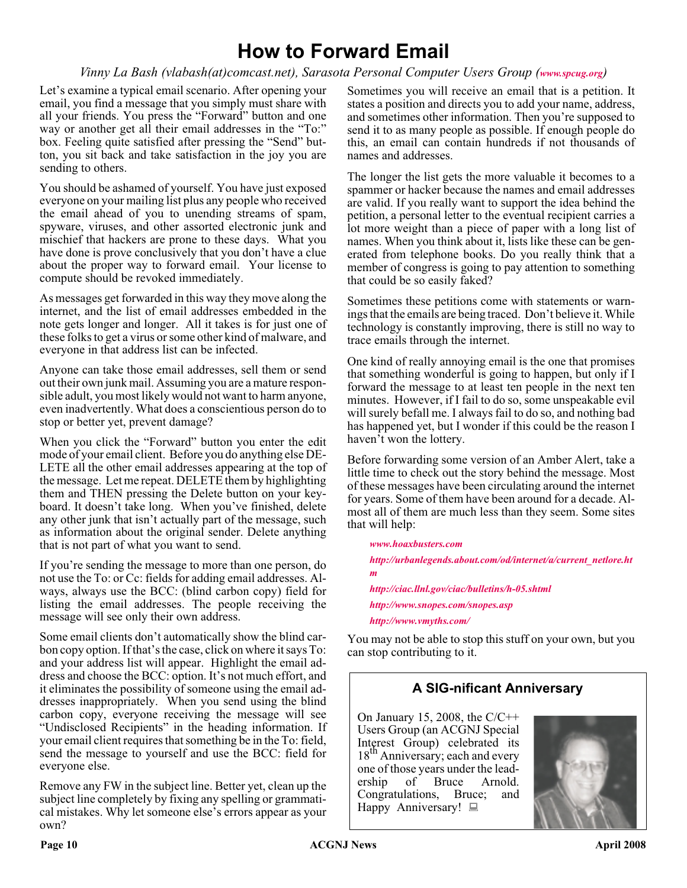# How to Forward Email

*Vinny La Bash (vlabash(at)comcast.net), Sarasota Personal Computer Users Group (**www.spcug.org**)*

Let's examine a typical email scenario. After opening your email, you find a message that you simply must share with all your friends. You press the "Forward" button and one way or another get all their email addresses in the "To:" box. Feeling quite satisfied after pressing the "Send" button, you sit back and take satisfaction in the joy you are sending to others.

You should be ashamed of yourself. You have just exposed everyone on your mailing list plus any people who received the email ahead of you to unending streams of spam, spyware, viruses, and other assorted electronic junk and mischief that hackers are prone to these days. What you have done is prove conclusively that you don't have a clue about the proper way to forward email. Your license to compute should be revoked immediately.

As messages get forwarded in this way they move along the internet, and the list of email addresses embedded in the note gets longer and longer. All it takes is for just one of these folks to get a virus or some other kind of malware, and everyone in that address list can be infected.

Anyone can take those email addresses, sell them or send out their own junk mail. Assuming you are a mature responsible adult, you most likely would not want to harm anyone, even inadvertently. What does a conscientious person do to stop or better yet, prevent damage?

When you click the "Forward" button you enter the edit mode of your email client. Before you do anything else DELETE all the other email addresses appearing at the top of the message. Let me repeat. DELETE them by highlighting them and THEN pressing the Delete button on your keyboard. It doesn't take long. When you've finished, delete any other junk that isn't actually part of the message, such as information about the original sender. Delete anything that is not part of what you want to send.

If you're sending the message to more than one person, do not use the To: or Cc: fields for adding email addresses. Always, always use the BCC: (blind carbon copy) field for listing the email addresses. The people receiving the message will see only their own address.

Some email clients don't automatically show the blind carbon copy option. If that's the case, click on where it says To: and your address list will appear. Highlight the email address and choose the BCC: option. It's not much effort, and it eliminates the possibility of someone using the email addresses inappropriately. When you send using the blind carbon copy, everyone receiving the message will see "Undisclosed Recipients" in the heading information. If your email client requires that something be in the To: field, send the message to yourself and use the BCC: field for everyone else.

Remove any FW in the subject line. Better yet, clean up the subject line completely by fixing any spelling or grammatical mistakes. Why let someone else's errors appear as your own?

Sometimes you will receive an email that is a petition. It states a position and directs you to add your name, address, and sometimes other information. Then you're supposed to send it to as many people as possible. If enough people do this, an email can contain hundreds if not thousands of names and addresses.

The longer the list gets the more valuable it becomes to a spammer or hacker because the names and email addresses are valid. If you really want to support the idea behind the petition, a personal letter to the eventual recipient carries a lot more weight than a piece of paper with a long list of names. When you think about it, lists like these can be generated from telephone books. Do you really think that a member of congress is going to pay attention to something that could be so easily faked?

Sometimes these petitions come with statements or warnings that the emails are being traced. Don't believe it. While technology is constantly improving, there is still no way to trace emails through the internet.

One kind of really annoying email is the one that promises that something wonderful is going to happen, but only if I forward the message to at least ten people in the next ten minutes. However, if I fail to do so, some unspeakable evil will surely befall me. I always fail to do so, and nothing bad has happened yet, but I wonder if this could be the reason I haven't won the lottery.

Before forwarding some version of an Amber Alert, take a little time to check out the story behind the message. Most of these messages have been circulating around the internet for years. Some of them have been around for a decade. Almost all of them are much less than they seem. Some sites that will help:

***www.hoaxbusters.com***

***http://urbanlegends.about.com/od/internet/a/current_netlore.htm***

***http://ciac.llnl.gov/ciac/bulletins/h-05.shtml***

***http://www.snopes.com/snopes.asp***

***http://www.vmyths.com/***

You may not be able to stop this stuff on your own, but you can stop contributing to it.

## A SIG-nificant Anniversary

On January 15, 2008, the C/C++ Users Group (an ACGNJ Special Interest Group) celebrated its 18th Anniversary; each and every one of those years under the leadership of Bruce Arnold. Congratulations, Bruce; and Happy Anniversary!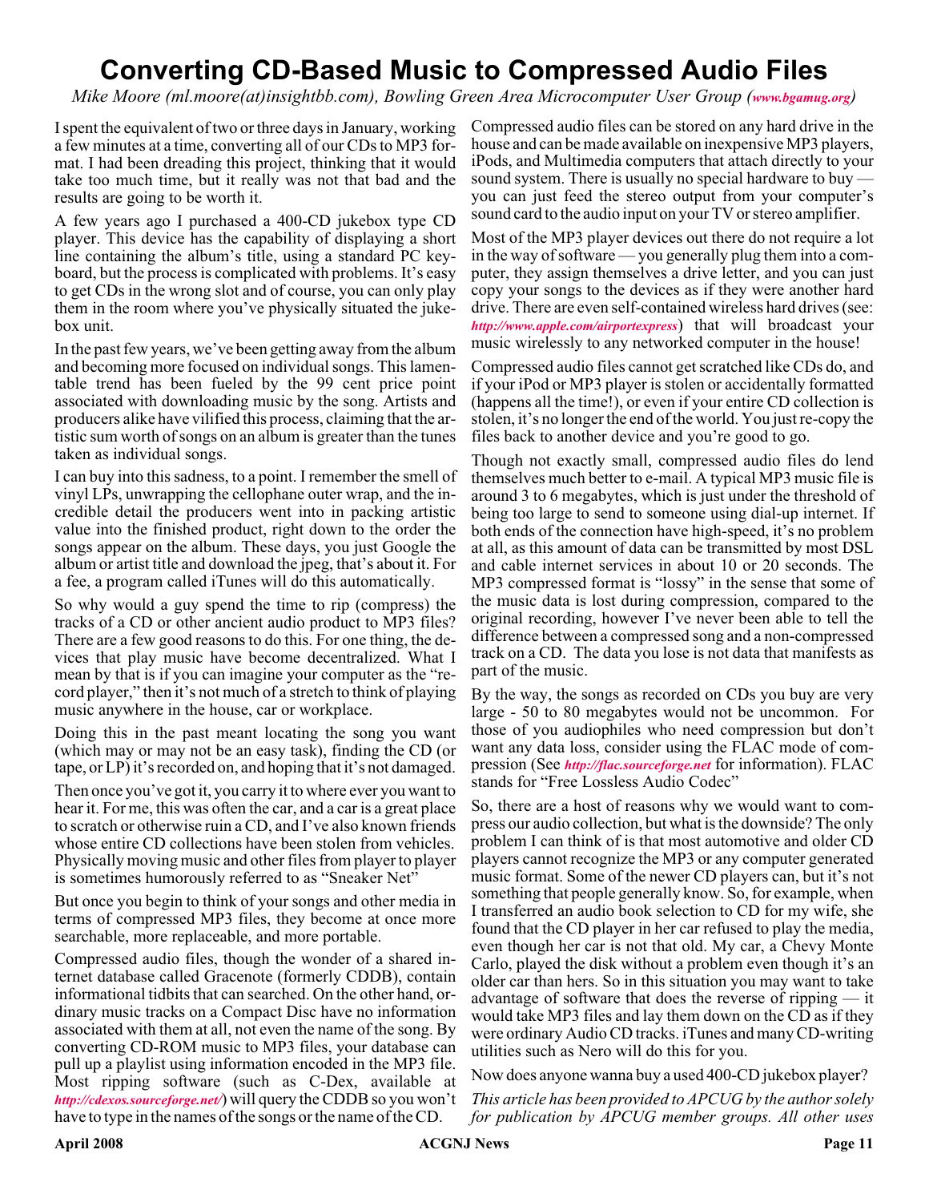# Converting CD-Based Music to Compressed Audio Files

*Mike Moore (ml.moore(at)insightbb.com), Bowling Green Area Microcomputer User Group (www.bgamug.org)*

I spent the equivalent of two or three days in January, working a few minutes at a time, converting all of our CDs to MP3 format. I had been dreading this project, thinking that it would take too much time, but it really was not that bad and the results are going to be worth it.

A few years ago I purchased a 400-CD jukebox type CD player. This device has the capability of displaying a short line containing the album's title, using a standard PC keyboard, but the process is complicated with problems. It's easy to get CDs in the wrong slot and of course, you can only play them in the room where you've physically situated the jukebox unit.

In the past few years, we've been getting away from the album and becoming more focused on individual songs. This lamentable trend has been fueled by the 99 cent price point associated with downloading music by the song. Artists and producers alike have vilified this process, claiming that the artistic sum worth of songs on an album is greater than the tunes taken as individual songs.

I can buy into this sadness, to a point. I remember the smell of vinyl LPs, unwrapping the cellophane outer wrap, and the incredible detail the producers went into in packing artistic value into the finished product, right down to the order the songs appear on the album. These days, you just Google the album or artist title and download the jpeg, that's about it. For a fee, a program called iTunes will do this automatically.

So why would a guy spend the time to rip (compress) the tracks of a CD or other ancient audio product to MP3 files? There are a few good reasons to do this. For one thing, the devices that play music have become decentralized. What I mean by that is if you can imagine your computer as the "record player," then it's not much of a stretch to think of playing music anywhere in the house, car or workplace.

Doing this in the past meant locating the song you want (which may or may not be an easy task), finding the CD (or tape, or LP) it's recorded on, and hoping that it's not damaged.

Then once you've got it, you carry it to where ever you want to hear it. For me, this was often the car, and a car is a great place to scratch or otherwise ruin a CD, and I've also known friends whose entire CD collections have been stolen from vehicles. Physically moving music and other files from player to player is sometimes humorously referred to as "Sneaker Net"

But once you begin to think of your songs and other media in terms of compressed MP3 files, they become at once more searchable, more replaceable, and more portable.

Compressed audio files, though the wonder of a shared internet database called Gracenote (formerly CDDB), contain informational tidbits that can searched. On the other hand, ordinary music tracks on a Compact Disc have no information associated with them at all, not even the name of the song. By converting CD-ROM music to MP3 files, your database can pull up a playlist using information encoded in the MP3 file. Most ripping software (such as C-Dex, available at *http://cdexos.sourceforge.net/*) will query the CDDB so you won't have to type in the names of the songs or the name of the CD.

Compressed audio files can be stored on any hard drive in the house and can be made available on inexpensive MP3 players, iPods, and Multimedia computers that attach directly to your sound system. There is usually no special hardware to buy — you can just feed the stereo output from your computer's sound card to the audio input on your TV or stereo amplifier.

Most of the MP3 player devices out there do not require a lot in the way of software — you generally plug them into a computer, they assign themselves a drive letter, and you can just copy your songs to the devices as if they were another hard drive. There are even self-contained wireless hard drives (see: *http://www.apple.com/airportexpress*) that will broadcast your music wirelessly to any networked computer in the house!

Compressed audio files cannot get scratched like CDs do, and if your iPod or MP3 player is stolen or accidentally formatted (happens all the time!), or even if your entire CD collection is stolen, it's no longer the end of the world. You just re-copy the files back to another device and you're good to go.

Though not exactly small, compressed audio files do lend themselves much better to e-mail. A typical MP3 music file is around 3 to 6 megabytes, which is just under the threshold of being too large to send to someone using dial-up internet. If both ends of the connection have high-speed, it's no problem at all, as this amount of data can be transmitted by most DSL and cable internet services in about 10 or 20 seconds. The MP3 compressed format is "lossy" in the sense that some of the music data is lost during compression, compared to the original recording, however I've never been able to tell the difference between a compressed song and a non-compressed track on a CD. The data you lose is not data that manifests as part of the music.

By the way, the songs as recorded on CDs you buy are very large - 50 to 80 megabytes would not be uncommon. For those of you audiophiles who need compression but don't want any data loss, consider using the FLAC mode of compression (See *http://flac.sourceforge.net* for information). FLAC stands for "Free Lossless Audio Codec"

So, there are a host of reasons why we would want to compress our audio collection, but what is the downside? The only problem I can think of is that most automotive and older CD players cannot recognize the MP3 or any computer generated music format. Some of the newer CD players can, but it's not something that people generally know. So, for example, when I transferred an audio book selection to CD for my wife, she found that the CD player in her car refused to play the media, even though her car is not that old. My car, a Chevy Monte Carlo, played the disk without a problem even though it's an older car than hers. So in this situation you may want to take advantage of software that does the reverse of ripping — it would take MP3 files and lay them down on the CD as if they were ordinary Audio CD tracks. iTunes and many CD-writing utilities such as Nero will do this for you.

Now does anyone wanna buy a used 400-CD jukebox player?

*This article has been provided to APCUG by the author solely for publication by APCUG member groups. All other uses*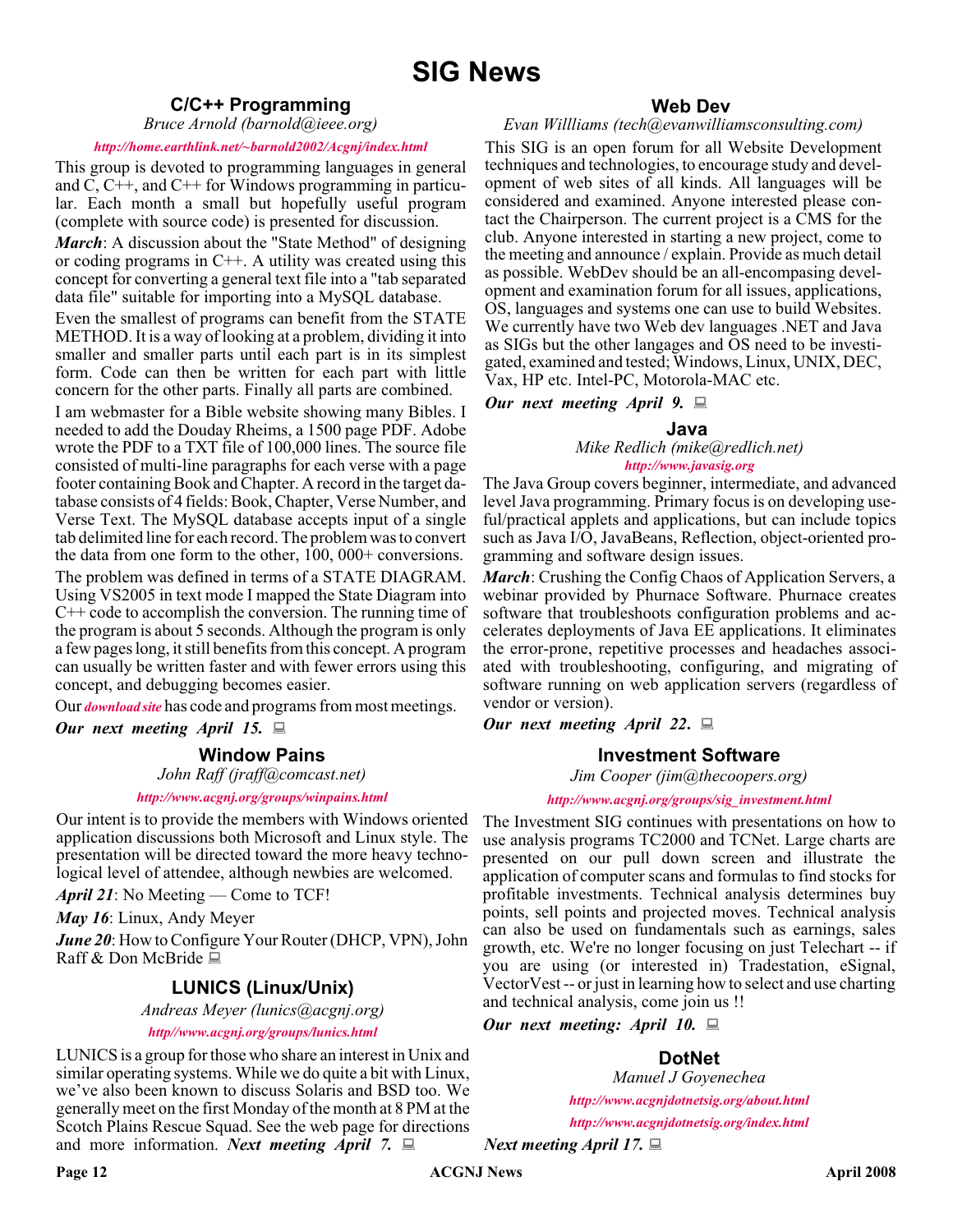# SIG News

## C/C++ Programming

*Bruce Arnold (barnold@ieee.org)*

***http://home.earthlink.net/~barnold2002/Acgnj/index.html***

This group is devoted to programming languages in general and C, C++, and C++ for Windows programming in particular. Each month a small but hopefully useful program (complete with source code) is presented for discussion.

***March***: A discussion about the "State Method" of designing or coding programs in C++. A utility was created using this concept for converting a general text file into a "tab separated data file" suitable for importing into a MySQL database.

Even the smallest of programs can benefit from the STATE METHOD. It is a way of looking at a problem, dividing it into smaller and smaller parts until each part is in its simplest form. Code can then be written for each part with little concern for the other parts. Finally all parts are combined.

I am webmaster for a Bible website showing many Bibles. I needed to add the Douday Rheims, a 1500 page PDF. Adobe wrote the PDF to a TXT file of 100,000 lines. The source file consisted of multi-line paragraphs for each verse with a page footer containing Book and Chapter. A record in the target database consists of 4 fields: Book, Chapter, Verse Number, and Verse Text. The MySQL database accepts input of a single tab delimited line for each record. The problem was to convert the data from one form to the other, 100, 000+ conversions.

The problem was defined in terms of a STATE DIAGRAM. Using VS2005 in text mode I mapped the State Diagram into C++ code to accomplish the conversion. The running time of the program is about 5 seconds. Although the program is only a few pages long, it still benefits from this concept. A program can usually be written faster and with fewer errors using this concept, and debugging becomes easier.

Our ***download site*** has code and programs from most meetings.

***Our next meeting April 15.***

## Window Pains

*John Raff (jraff@comcast.net)*

***http://www.acgnj.org/groups/winpains.html***

Our intent is to provide the members with Windows oriented application discussions both Microsoft and Linux style. The presentation will be directed toward the more heavy technological level of attendee, although newbies are welcomed.

***April 21***: No Meeting — Come to TCF!

***May 16***: Linux, Andy Meyer

***June 20***: How to Configure Your Router (DHCP, VPN), John Raff & Don McBride

## LUNICS (Linux/Unix)

*Andreas Meyer (lunics@acgnj.org)*

***http//www.acgnj.org/groups/lunics.html***

LUNICS is a group for those who share an interest in Unix and similar operating systems. While we do quite a bit with Linux, we've also been known to discuss Solaris and BSD too. We generally meet on the first Monday of the month at 8 PM at the Scotch Plains Rescue Squad. See the web page for directions and more information. ***Next meeting April 7.***

## Web Dev

*Evan Willliams (tech@evanwilliamsconsulting.com)*

This SIG is an open forum for all Website Development techniques and technologies, to encourage study and development of web sites of all kinds. All languages will be considered and examined. Anyone interested please contact the Chairperson. The current project is a CMS for the club. Anyone interested in starting a new project, come to the meeting and announce / explain. Provide as much detail as possible. WebDev should be an all-encompasing development and examination forum for all issues, applications, OS, languages and systems one can use to build Websites. We currently have two Web dev languages .NET and Java as SIGs but the other langages and OS need to be investigated, examined and tested; Windows, Linux, UNIX, DEC, Vax, HP etc. Intel-PC, Motorola-MAC etc.

***Our next meeting April 9.***

## Java

*Mike Redlich (mike@redlich.net)*

***http://www.javasig.org***

The Java Group covers beginner, intermediate, and advanced level Java programming. Primary focus is on developing useful/practical applets and applications, but can include topics such as Java I/O, JavaBeans, Reflection, object-oriented programming and software design issues.

***March***: Crushing the Config Chaos of Application Servers, a webinar provided by Phurnace Software. Phurnace creates software that troubleshoots configuration problems and accelerates deployments of Java EE applications. It eliminates the error-prone, repetitive processes and headaches associated with troubleshooting, configuring, and migrating of software running on web application servers (regardless of vendor or version).

***Our next meeting April 22.***

## Investment Software

*Jim Cooper (jim@thecoopers.org)*

***http://www.acgnj.org/groups/sig_investment.html***

The Investment SIG continues with presentations on how to use analysis programs TC2000 and TCNet. Large charts are presented on our pull down screen and illustrate the application of computer scans and formulas to find stocks for profitable investments. Technical analysis determines buy points, sell points and projected moves. Technical analysis can also be used on fundamentals such as earnings, sales growth, etc. We're no longer focusing on just Telechart -- if you are using (or interested in) Tradestation, eSignal, VectorVest -- or just in learning how to select and use charting and technical analysis, come join us !!

***Our next meeting: April 10.***

## DotNet

*Manuel J Goyenechea*

***http://www.acgnjdotnetsig.org/about.html***

***http://www.acgnjdotnetsig.org/index.html***

***Next meeting April 17.***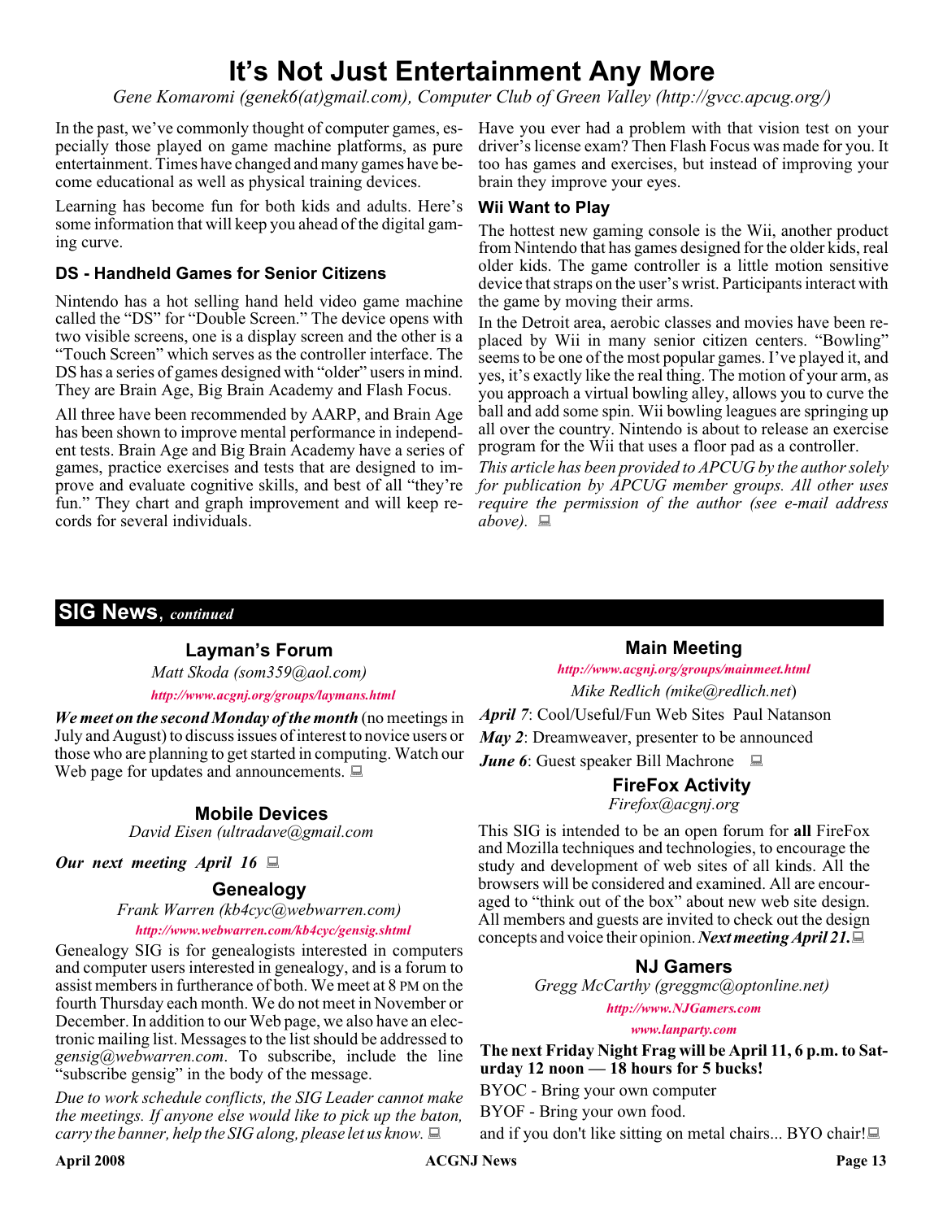# It's Not Just Entertainment Any More

*Gene Komaromi (genek6(at)gmail.com), Computer Club of Green Valley (http://gvcc.apcug.org/)*

In the past, we've commonly thought of computer games, especially those played on game machine platforms, as pure entertainment. Times have changed and many games have become educational as well as physical training devices.

Learning has become fun for both kids and adults. Here's some information that will keep you ahead of the digital gaming curve.

### DS - Handheld Games for Senior Citizens

Nintendo has a hot selling hand held video game machine called the "DS" for "Double Screen." The device opens with two visible screens, one is a display screen and the other is a "Touch Screen" which serves as the controller interface. The DS has a series of games designed with "older" users in mind. They are Brain Age, Big Brain Academy and Flash Focus.

All three have been recommended by AARP, and Brain Age has been shown to improve mental performance in independent tests. Brain Age and Big Brain Academy have a series of games, practice exercises and tests that are designed to improve and evaluate cognitive skills, and best of all "they're fun." They chart and graph improvement and will keep records for several individuals.

Have you ever had a problem with that vision test on your driver's license exam? Then Flash Focus was made for you. It too has games and exercises, but instead of improving your brain they improve your eyes.

### Wii Want to Play

The hottest new gaming console is the Wii, another product from Nintendo that has games designed for the older kids, real older kids. The game controller is a little motion sensitive device that straps on the user's wrist. Participants interact with the game by moving their arms.

In the Detroit area, aerobic classes and movies have been replaced by Wii in many senior citizen centers. "Bowling" seems to be one of the most popular games. I've played it, and yes, it's exactly like the real thing. The motion of your arm, as you approach a virtual bowling alley, allows you to curve the ball and add some spin. Wii bowling leagues are springing up all over the country. Nintendo is about to release an exercise program for the Wii that uses a floor pad as a controller.

*This article has been provided to APCUG by the author solely for publication by APCUG member groups. All other uses require the permission of the author (see e-mail address above).*

## SIG News, *continued*

### Layman's Forum

*Matt Skoda (som359@aol.com)*

*http://www.acgnj.org/groups/laymans.html*

***We meet on the second Monday of the month*** (no meetings in July and August) to discuss issues of interest to novice users or those who are planning to get started in computing. Watch our Web page for updates and announcements.

### Mobile Devices

*David Eisen (ultradave@gmail.com*

***Our next meeting April 16***

### Genealogy

*Frank Warren (kb4cyc@webwarren.com)*

*http://www.webwarren.com/kb4cyc/gensig.shtml*

Genealogy SIG is for genealogists interested in computers and computer users interested in genealogy, and is a forum to assist members in furtherance of both. We meet at 8 PM on the fourth Thursday each month. We do not meet in November or December. In addition to our Web page, we also have an electronic mailing list. Messages to the list should be addressed to *gensig@webwarren.com*. To subscribe, include the line "subscribe gensig" in the body of the message.

*Due to work schedule conflicts, the SIG Leader cannot make the meetings. If anyone else would like to pick up the baton, carry the banner, help the SIG along, please let us know.*

### Main Meeting

*http://www.acgnj.org/groups/mainmeet.html*

*Mike Redlich (mike@redlich.net)*

***April 7***: Cool/Useful/Fun Web Sites Paul Natanson

***May 2***: Dreamweaver, presenter to be announced

***June 6***: Guest speaker Bill Machrone

### FireFox Activity

*Firefox@acgnj.org*

This SIG is intended to be an open forum for **all** FireFox and Mozilla techniques and technologies, to encourage the study and development of web sites of all kinds. All the browsers will be considered and examined. All are encouraged to "think out of the box" about new web site design. All members and guests are invited to check out the design concepts and voice their opinion. ***Next meeting April 21.***

### NJ Gamers

*Gregg McCarthy (greggmc@optonline.net)*

*http://www.NJGamers.com*

*www.lanparty.com*

**The next Friday Night Frag will be April 11, 6 p.m. to Saturday 12 noon — 18 hours for 5 bucks!**

BYOC - Bring your own computer

BYOF - Bring your own food.

and if you don't like sitting on metal chairs... BYO chair!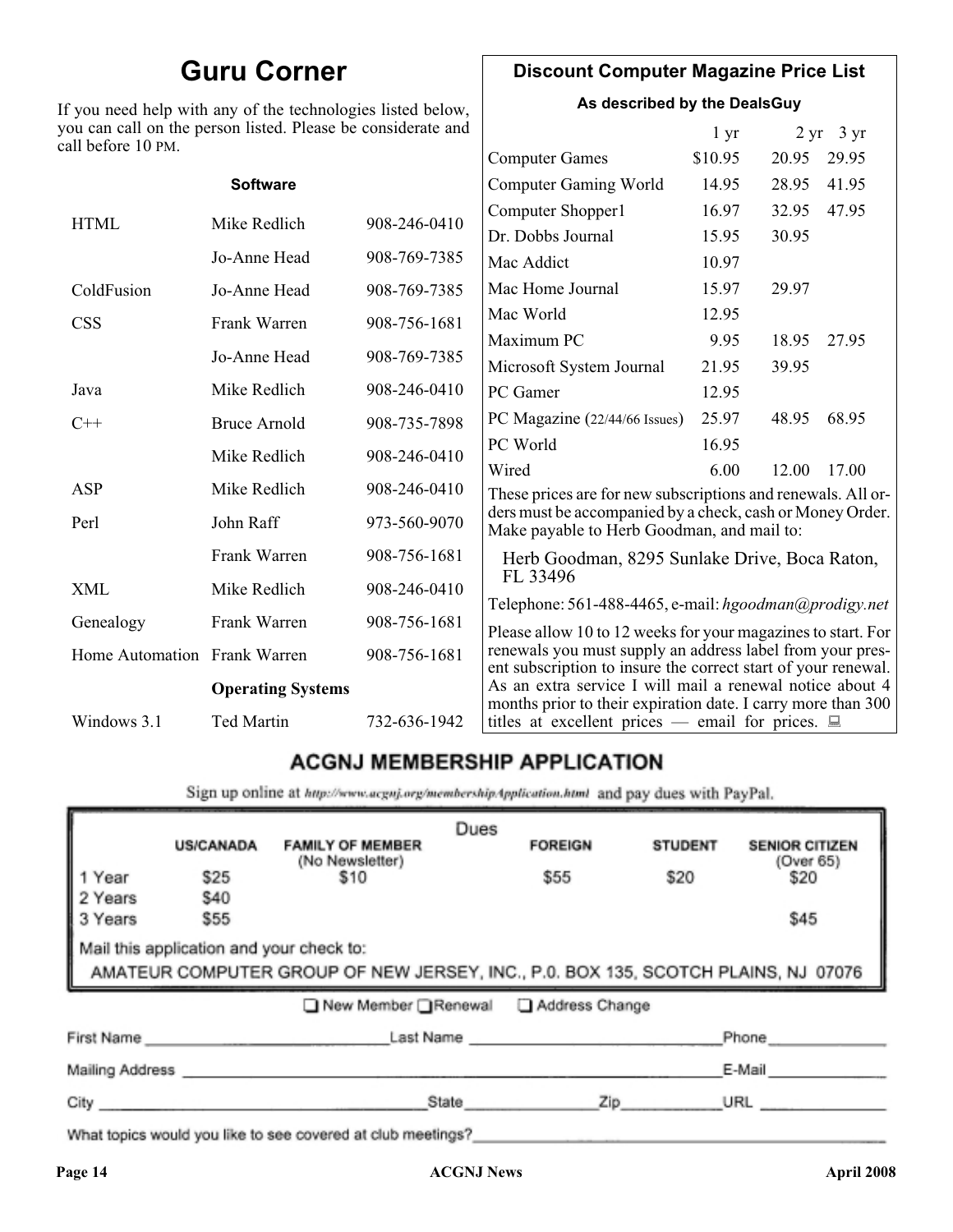## Guru Corner

If you need help with any of the technologies listed below, you can call on the person listed. Please be considerate and call before 10 PM.

**Software**

| | | |
|---|---|---|
| HTML | Mike Redlich | 908-246-0410 |
| | Jo-Anne Head | 908-769-7385 |
| ColdFusion | Jo-Anne Head | 908-769-7385 |
| CSS | Frank Warren | 908-756-1681 |
| | Jo-Anne Head | 908-769-7385 |
| Java | Mike Redlich | 908-246-0410 |
| C++ | Bruce Arnold | 908-735-7898 |
| | Mike Redlich | 908-246-0410 |
| ASP | Mike Redlich | 908-246-0410 |
| Perl | John Raff | 973-560-9070 |
| | Frank Warren | 908-756-1681 |
| XML | Mike Redlich | 908-246-0410 |
| Genealogy | Frank Warren | 908-756-1681 |
| Home Automation | Frank Warren | 908-756-1681 |
| | **Operating Systems** | |
| Windows 3.1 | Ted Martin | 732-636-1942 |

## Discount Computer Magazine Price List

**As described by the DealsGuy**

| | 1 yr | 2 yr | 3 yr |
|---|---|---|---|
| Computer Games | $10.95 | 20.95 | 29.95 |
| Computer Gaming World | 14.95 | 28.95 | 41.95 |
| Computer Shopper1 | 16.97 | 32.95 | 47.95 |
| Dr. Dobbs Journal | 15.95 | 30.95 | |
| Mac Addict | 10.97 | | |
| Mac Home Journal | 15.97 | 29.97 | |
| Mac World | 12.95 | | |
| Maximum PC | 9.95 | 18.95 | 27.95 |
| Microsoft System Journal | 21.95 | 39.95 | |
| PC Gamer | 12.95 | | |
| PC Magazine (22/44/66 Issues) | 25.97 | 48.95 | 68.95 |
| PC World | 16.95 | | |
| Wired | 6.00 | 12.00 | 17.00 |

These prices are for new subscriptions and renewals. All orders must be accompanied by a check, cash or Money Order. Make payable to Herb Goodman, and mail to:

Herb Goodman, 8295 Sunlake Drive, Boca Raton, FL 33496

Telephone: 561-488-4465, e-mail: *hgoodman@prodigy.net*

Please allow 10 to 12 weeks for your magazines to start. For renewals you must supply an address label from your present subscription to insure the correct start of your renewal. As an extra service I will mail a renewal notice about 4 months prior to their expiration date. I carry more than 300 titles at excellent prices — email for prices.

## ACGNJ MEMBERSHIP APPLICATION

Sign up online at http://www.acgnj.org/membershipApplication.html and pay dues with PayPal.

**Dues**

| | US/CANADA | FAMILY OF MEMBER (No Newsletter) | FOREIGN | STUDENT | SENIOR CITIZEN (Over 65) |
|---|---|---|---|---|---|
| 1 Year | $25 | $10 | $55 | $20 | $20 |
| 2 Years | $40 | | | | |
| 3 Years | $55 | | | | $45 |

Mail this application and your check to:

AMATEUR COMPUTER GROUP OF NEW JERSEY, INC., P.0. BOX 135, SCOTCH PLAINS, NJ 07076

☐ New Member ☐ Renewal ☐ Address Change

First Name ____________ Last Name ____________ Phone ____________

Mailing Address ____________ E-Mail ____________

City ____________ State ____________ Zip ____________ URL ____________

What topics would you like to see covered at club meetings? ____________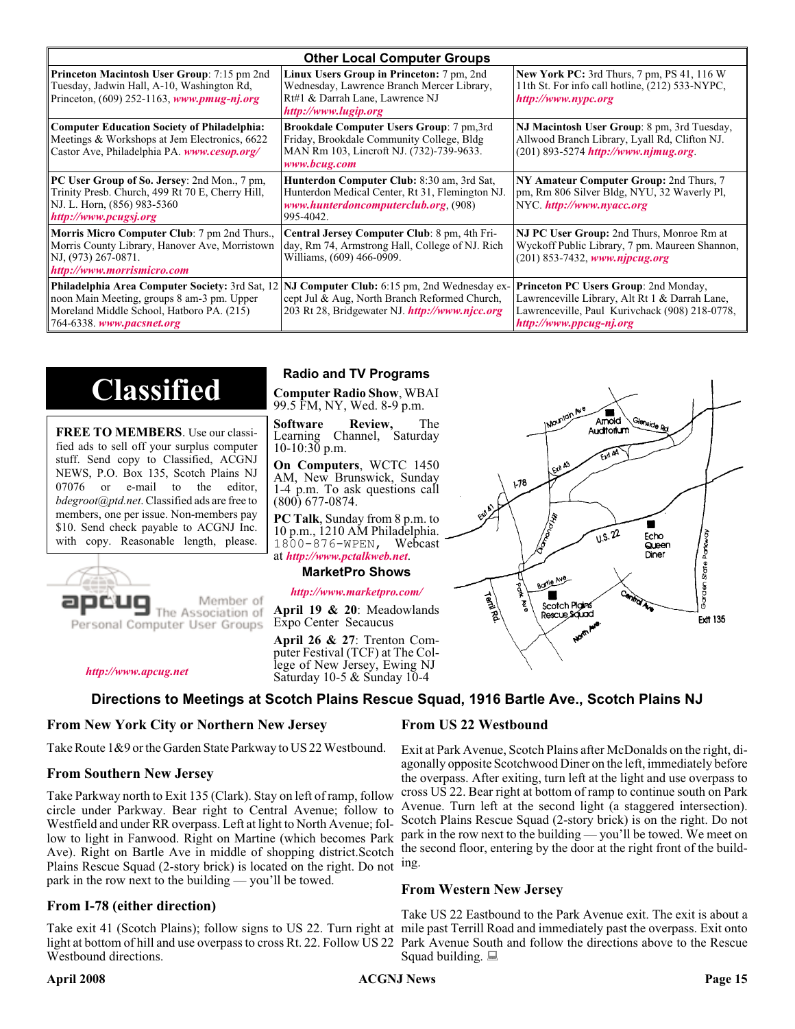## Other Local Computer Groups

| | | |
|---|---|---|
| **Princeton Macintosh User Group**: 7:15 pm 2nd Tuesday, Jadwin Hall, A-10, Washington Rd, Princeton, (609) 252-1163, ***www.pmug-nj.org*** | **Linux Users Group in Princeton:** 7 pm, 2nd Wednesday, Lawrence Branch Mercer Library, Rt#1 & Darrah Lane, Lawrence NJ ***http://www.lugip.org*** | **New York PC:** 3rd Thurs, 7 pm, PS 41, 116 W 11th St. For info call hotline, (212) 533-NYPC, ***http://www.nypc.org*** |
| **Computer Education Society of Philadelphia:** Meetings & Workshops at Jem Electronics, 6622 Castor Ave, Philadelphia PA. ***www.cesop.org/*** | **Brookdale Computer Users Group**: 7 pm,3rd Friday, Brookdale Community College, Bldg MAN Rm 103, Lincroft NJ. (732)-739-9633. ***www.bcug.com*** | **NJ Macintosh User Group**: 8 pm, 3rd Tuesday, Allwood Branch Library, Lyall Rd, Clifton NJ. (201) 893-5274 ***http://www.njmug.org***. |
| **PC User Group of So. Jersey**: 2nd Mon., 7 pm, Trinity Presb. Church, 499 Rt 70 E, Cherry Hill, NJ. L. Horn, (856) 983-5360 ***http://www.pcugsj.org*** | **Hunterdon Computer Club:** 8:30 am, 3rd Sat, Hunterdon Medical Center, Rt 31, Flemington NJ. ***www.hunterdoncomputerclub.org***, (908) 995-4042. | **NY Amateur Computer Group:** 2nd Thurs, 7 pm, Rm 806 Silver Bldg, NYU, 32 Waverly Pl, NYC. ***http://www.nyacc.org*** |
| **Morris Micro Computer Club**: 7 pm 2nd Thurs., Morris County Library, Hanover Ave, Morristown NJ, (973) 267-0871. ***http://www.morrismicro.com*** | **Central Jersey Computer Club**: 8 pm, 4th Friday, Rm 74, Armstrong Hall, College of NJ. Rich Williams, (609) 466-0909. | **NJ PC User Group:** 2nd Thurs, Monroe Rm at Wyckoff Public Library, 7 pm. Maureen Shannon, (201) 853-7432, ***www.njpcug.org*** |
| **Philadelphia Area Computer Society:** 3rd Sat, 12 noon Main Meeting, groups 8 am-3 pm. Upper Moreland Middle School, Hatboro PA. (215) 764-6338. ***www.pacsnet.org*** | **NJ Computer Club:** 6:15 pm, 2nd Wednesday except Jul & Aug, North Branch Reformed Church, 203 Rt 28, Bridgewater NJ. ***http://www.njcc.org*** | **Princeton PC Users Group**: 2nd Monday, Lawrenceville Library, Alt Rt 1 & Darrah Lane, Lawrenceville, Paul Kurivchack (908) 218-0778, ***http://www.ppcug-nj.org*** |

# Classified

**FREE TO MEMBERS**. Use our classified ads to sell off your surplus computer stuff. Send copy to Classified, ACGNJ NEWS, P.O. Box 135, Scotch Plains NJ 07076 or e-mail to the editor, *bdegroot@ptd.net*. Classified ads are free to members, one per issue. Non-members pay $10. Send check payable to ACGNJ Inc. with copy. Reasonable length, please.

apcug Member of The Association of Personal Computer User Groups

***http://www.apcug.net***

## Radio and TV Programs

**Computer Radio Show**, WBAI 99.5 FM, NY, Wed. 8-9 p.m.

**Software Review,** The Learning Channel, Saturday 10-10:30 p.m.

**On Computers**, WCTC 1450 AM, New Brunswick, Sunday 1-4 p.m. To ask questions call (800) 677-0874.

**PC Talk**, Sunday from 8 p.m. to 10 p.m., 1210 AM Philadelphia. 1800-876-WPEN, Webcast at ***http://www.pctalkweb.net***.

## MarketPro Shows

***http://www.marketpro.com/***

**April 19 & 20**: Meadowlands Expo Center Secaucus

**April 26 & 27**: Trenton Computer Festival (TCF) at The College of New Jersey, Ewing NJ Saturday 10-5 & Sunday 10-4

## Directions to Meetings at Scotch Plains Rescue Squad, 1916 Bartle Ave., Scotch Plains NJ

### From New York City or Northern New Jersey

Take Route 1&9 or the Garden State Parkway to US 22 Westbound.

### From Southern New Jersey

Take Parkway north to Exit 135 (Clark). Stay on left of ramp, follow circle under Parkway. Bear right to Central Avenue; follow to Westfield and under RR overpass. Left at light to North Avenue; follow to light in Fanwood. Right on Martine (which becomes Park Ave). Right on Bartle Ave in middle of shopping district.Scotch Plains Rescue Squad (2-story brick) is located on the right. Do not park in the row next to the building — you'll be towed.

### From I-78 (either direction)

Take exit 41 (Scotch Plains); follow signs to US 22. Turn right at light at bottom of hill and use overpass to cross Rt. 22. Follow US 22 Westbound directions.

### From US 22 Westbound

Exit at Park Avenue, Scotch Plains after McDonalds on the right, diagonally opposite Scotchwood Diner on the left, immediately before the overpass. After exiting, turn left at the light and use overpass to cross US 22. Bear right at bottom of ramp to continue south on Park Avenue. Turn left at the second light (a staggered intersection). Scotch Plains Rescue Squad (2-story brick) is on the right. Do not park in the row next to the building — you'll be towed. We meet on the second floor, entering by the door at the right front of the building.

### From Western New Jersey

Take US 22 Eastbound to the Park Avenue exit. The exit is about a mile past Terrill Road and immediately past the overpass. Exit onto Park Avenue South and follow the directions above to the Rescue Squad building.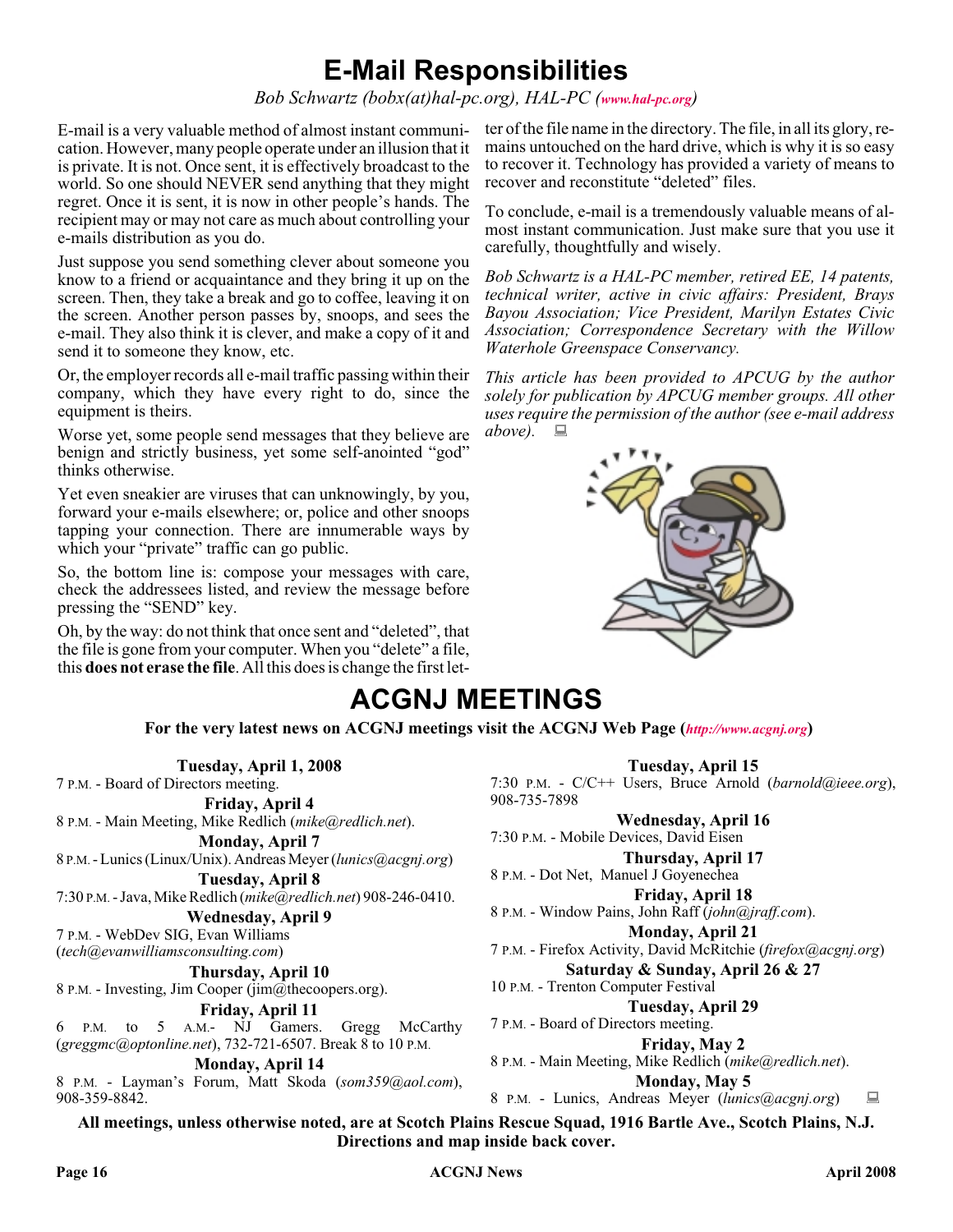# E-Mail Responsibilities

*Bob Schwartz (bobx(at)hal-pc.org), HAL-PC (www.hal-pc.org)*

E-mail is a very valuable method of almost instant communication. However, many people operate under an illusion that it is private. It is not. Once sent, it is effectively broadcast to the world. So one should NEVER send anything that they might regret. Once it is sent, it is now in other people's hands. The recipient may or may not care as much about controlling your e-mails distribution as you do.

Just suppose you send something clever about someone you know to a friend or acquaintance and they bring it up on the screen. Then, they take a break and go to coffee, leaving it on the screen. Another person passes by, snoops, and sees the e-mail. They also think it is clever, and make a copy of it and send it to someone they know, etc.

Or, the employer records all e-mail traffic passing within their company, which they have every right to do, since the equipment is theirs.

Worse yet, some people send messages that they believe are benign and strictly business, yet some self-anointed "god" thinks otherwise.

Yet even sneakier are viruses that can unknowingly, by you, forward your e-mails elsewhere; or, police and other snoops tapping your connection. There are innumerable ways by which your "private" traffic can go public.

So, the bottom line is: compose your messages with care, check the addressees listed, and review the message before pressing the "SEND" key.

Oh, by the way: do not think that once sent and "deleted", that the file is gone from your computer. When you "delete" a file, this **does not erase the file**. All this does is change the first letter of the file name in the directory. The file, in all its glory, remains untouched on the hard drive, which is why it is so easy to recover it. Technology has provided a variety of means to recover and reconstitute "deleted" files.

To conclude, e-mail is a tremendously valuable means of almost instant communication. Just make sure that you use it carefully, thoughtfully and wisely.

*Bob Schwartz is a HAL-PC member, retired EE, 14 patents, technical writer, active in civic affairs: President, Brays Bayou Association; Vice President, Marilyn Estates Civic Association; Correspondence Secretary with the Willow Waterhole Greenspace Conservancy.*

*This article has been provided to APCUG by the author solely for publication by APCUG member groups. All other uses require the permission of the author (see e-mail address above).*

# ACGNJ MEETINGS

**For the very latest news on ACGNJ meetings visit the ACGNJ Web Page (*http://www.acgnj.org*)**

**Tuesday, April 1, 2008**
7 P.M. - Board of Directors meeting.

**Friday, April 4**
8 P.M. - Main Meeting, Mike Redlich (*mike@redlich.net*).

**Monday, April 7**
8 P.M. - Lunics (Linux/Unix). Andreas Meyer (*lunics@acgnj.org*)

**Tuesday, April 8**
7:30 P.M. - Java, Mike Redlich (*mike@redlich.net*) 908-246-0410.

**Wednesday, April 9**
7 P.M. - WebDev SIG, Evan Williams (*tech@evanwilliamsconsulting.com*)

**Thursday, April 10**
8 P.M. - Investing, Jim Cooper (jim@thecoopers.org).

**Friday, April 11**
6 P.M. to 5 A.M.- NJ Gamers. Gregg McCarthy (*greggmc@optonline.net*), 732-721-6507. Break 8 to 10 P.M.

**Monday, April 14**
8 P.M. - Layman's Forum, Matt Skoda (*som359@aol.com*), 908-359-8842.

**Tuesday, April 15**
7:30 P.M. - C/C++ Users, Bruce Arnold (*barnold@ieee.org*), 908-735-7898

**Wednesday, April 16**
7:30 P.M. - Mobile Devices, David Eisen

**Thursday, April 17**
8 P.M. - Dot Net, Manuel J Goyenechea

**Friday, April 18**
8 P.M. - Window Pains, John Raff (*john@jraff.com*).

**Monday, April 21**
7 P.M. - Firefox Activity, David McRitchie (*firefox@acgnj.org*)

**Saturday & Sunday, April 26 & 27**
10 P.M. - Trenton Computer Festival

**Tuesday, April 29**
7 P.M. - Board of Directors meeting.

**Friday, May 2**
8 P.M. - Main Meeting, Mike Redlich (*mike@redlich.net*).

**Monday, May 5**
8 P.M. - Lunics, Andreas Meyer (*lunics@acgnj.org*)

**All meetings, unless otherwise noted, are at Scotch Plains Rescue Squad, 1916 Bartle Ave., Scotch Plains, N.J. Directions and map inside back cover.**